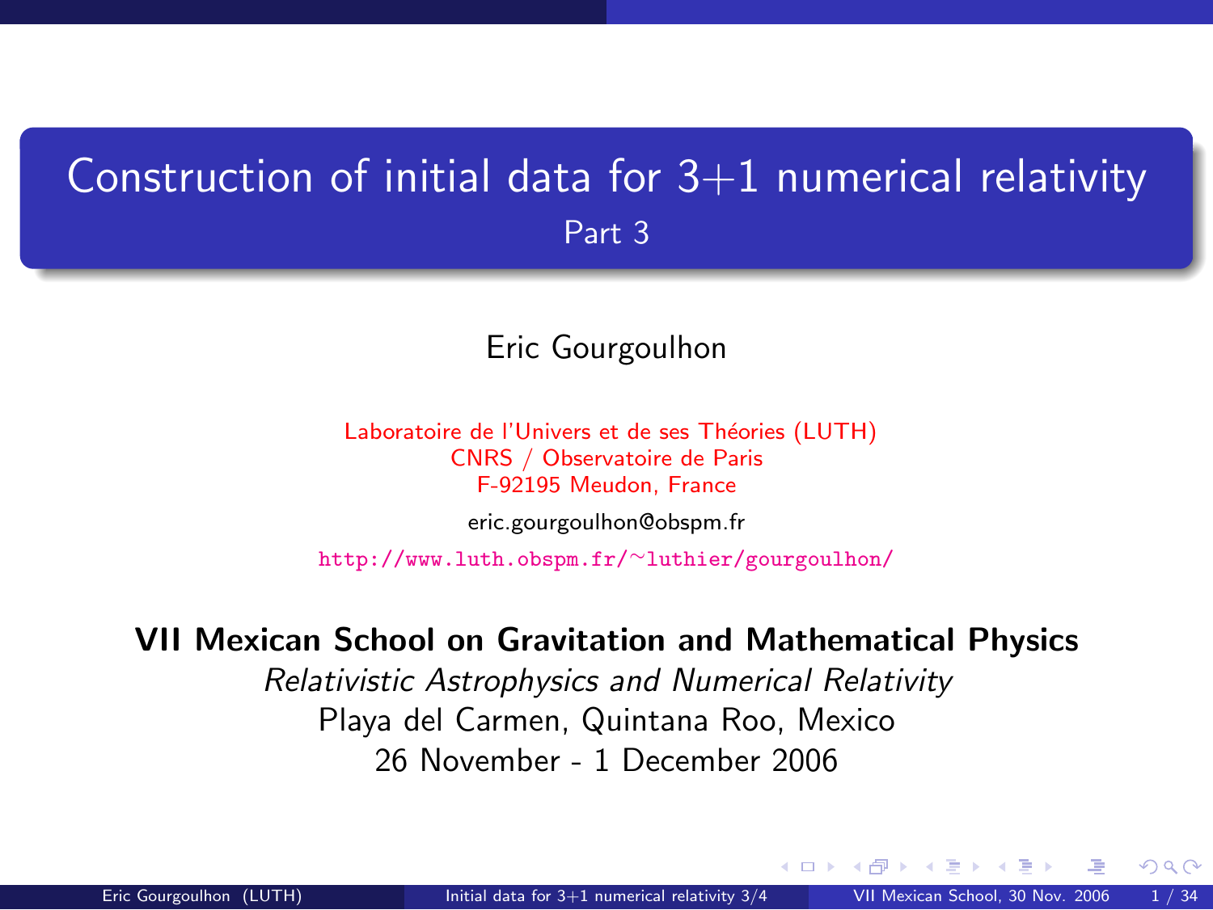# Construction of initial data for 3+1 numerical relativity

## Part 3

Eric Gourgoulhon

Laboratoire de l'Univers et de ses Théories (LUTH)
CNRS / Observatoire de Paris
F-92195 Meudon, France

eric.gourgoulhon@obspm.fr

http://www.luth.obspm.fr/~luthier/gourgoulhon/

**VII Mexican School on Gravitation and Mathematical Physics**

*Relativistic Astrophysics and Numerical Relativity*

Playa del Carmen, Quintana Roo, Mexico

26 November - 1 December 2006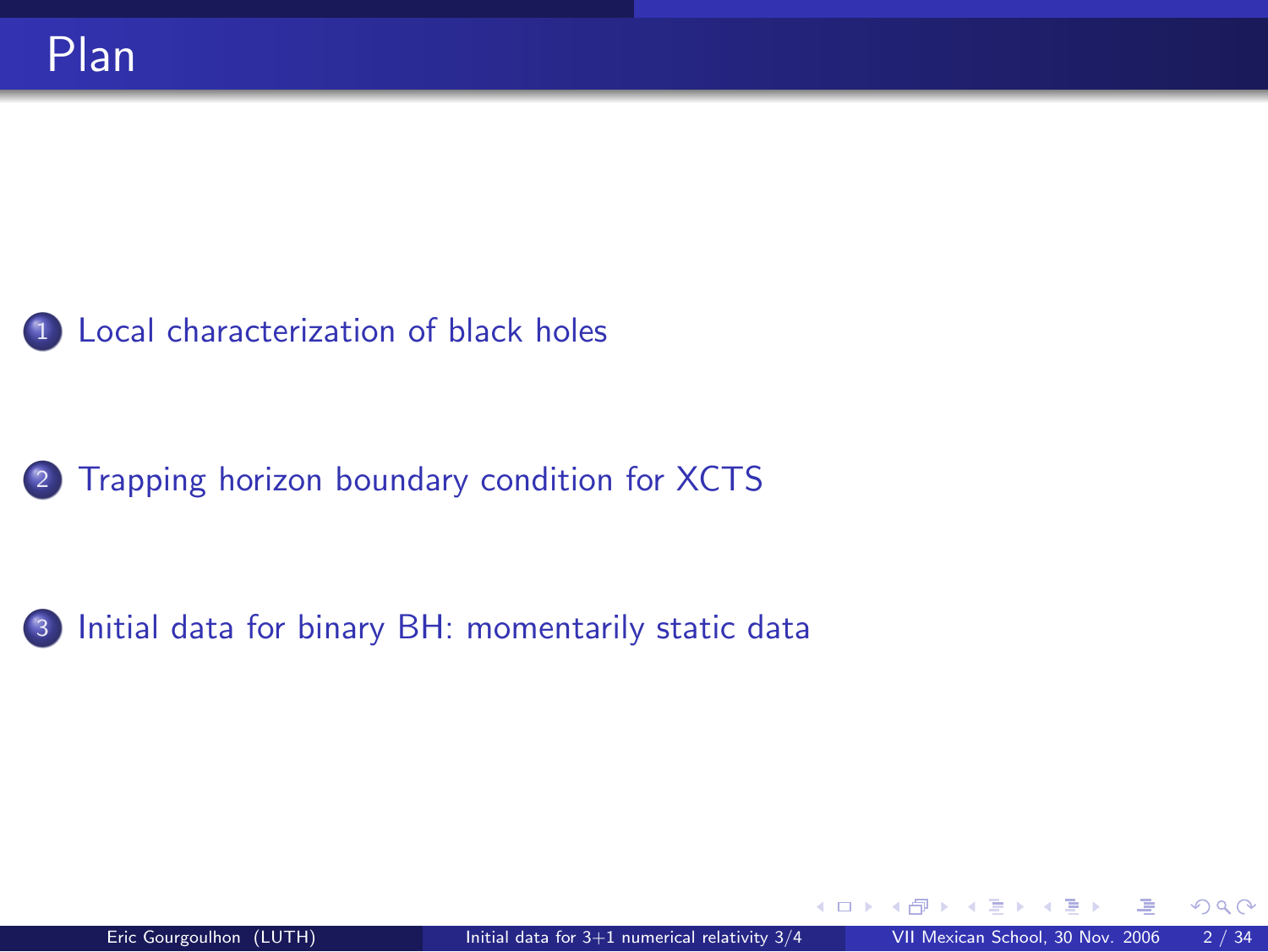# Plan

1. Local characterization of black holes
2. Trapping horizon boundary condition for XCTS
3. Initial data for binary BH: momentarily static data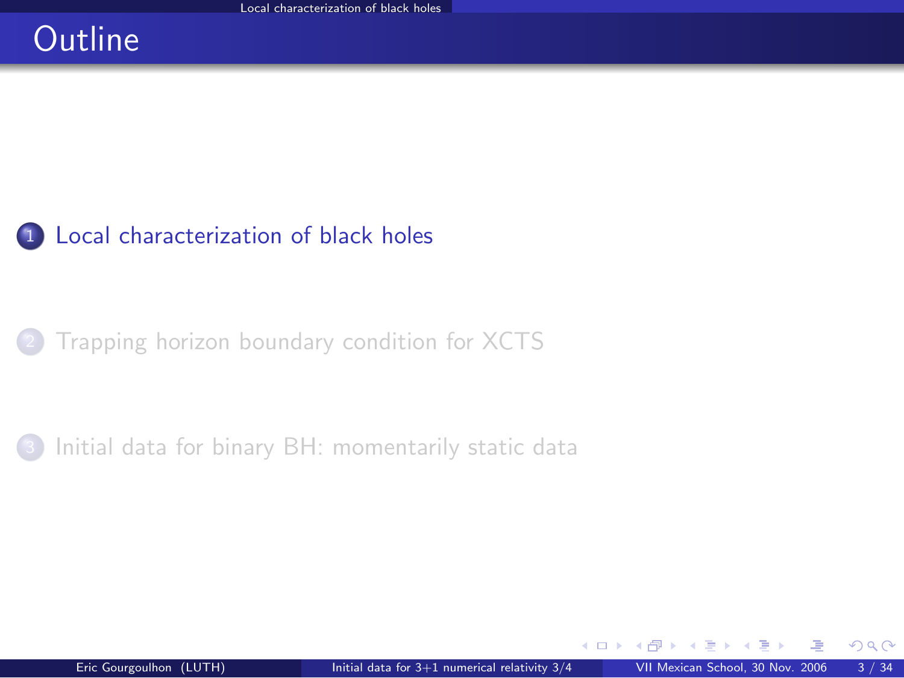# Outline

1. Local characterization of black holes
2. Trapping horizon boundary condition for XCTS
3. Initial data for binary BH: momentarily static data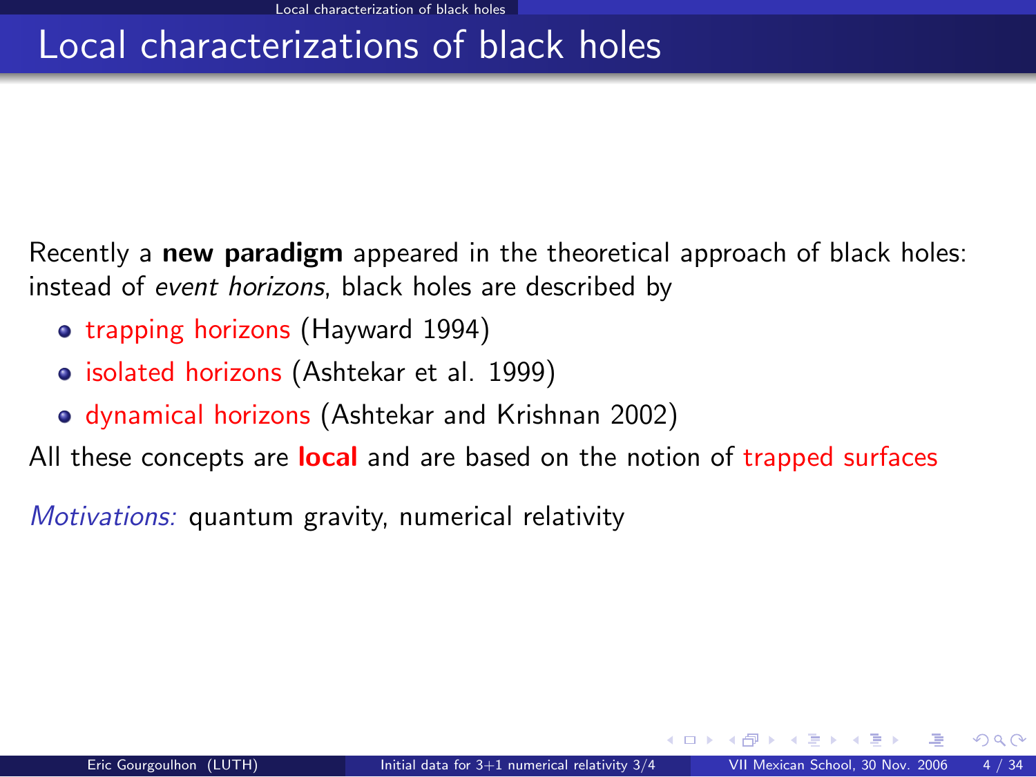# Local characterizations of black holes

Recently a **new paradigm** appeared in the theoretical approach of black holes: instead of *event horizons*, black holes are described by

- trapping horizons (Hayward 1994)
- isolated horizons (Ashtekar et al. 1999)
- dynamical horizons (Ashtekar and Krishnan 2002)

All these concepts are **local** and are based on the notion of trapped surfaces

*Motivations:* quantum gravity, numerical relativity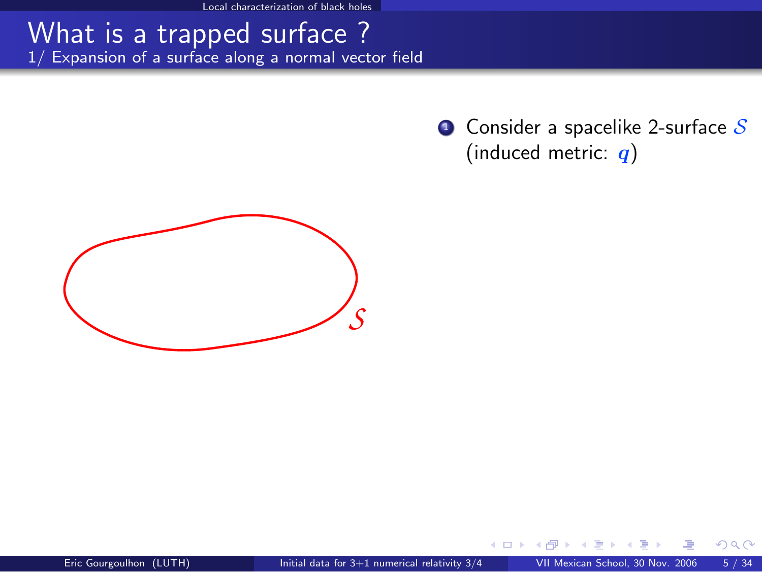# What is a trapped surface ?

## 1/ Expansion of a surface along a normal vector field

1. Consider a spacelike 2-surface $\mathcal{S}$ (induced metric: $\boldsymbol{q}$)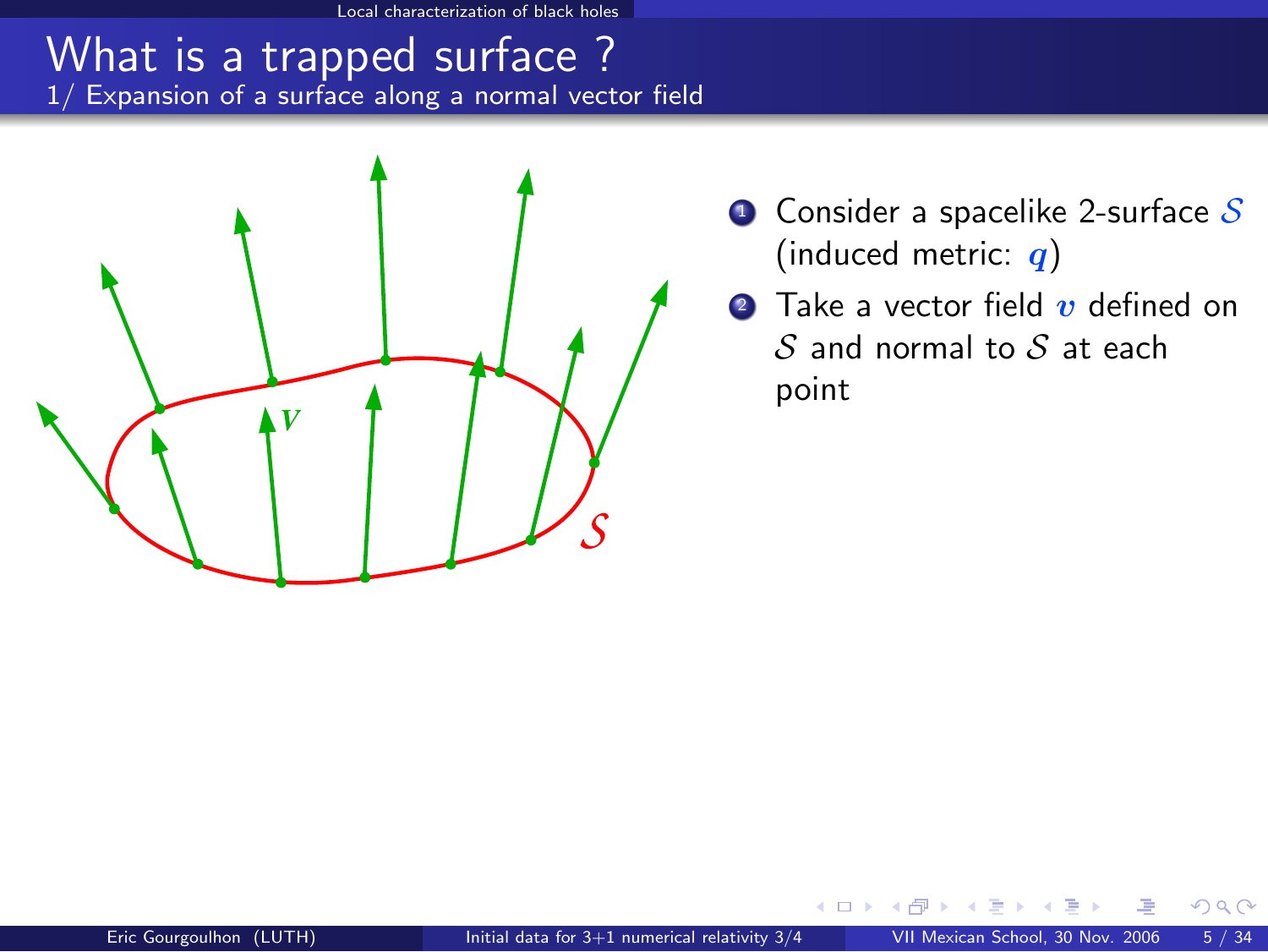# What is a trapped surface ?

## 1/ Expansion of a surface along a normal vector field

1. Consider a spacelike 2-surface $\mathcal{S}$ (induced metric: $\boldsymbol{q}$)
2. Take a vector field $\boldsymbol{v}$ defined on $\mathcal{S}$ and normal to $\mathcal{S}$ at each point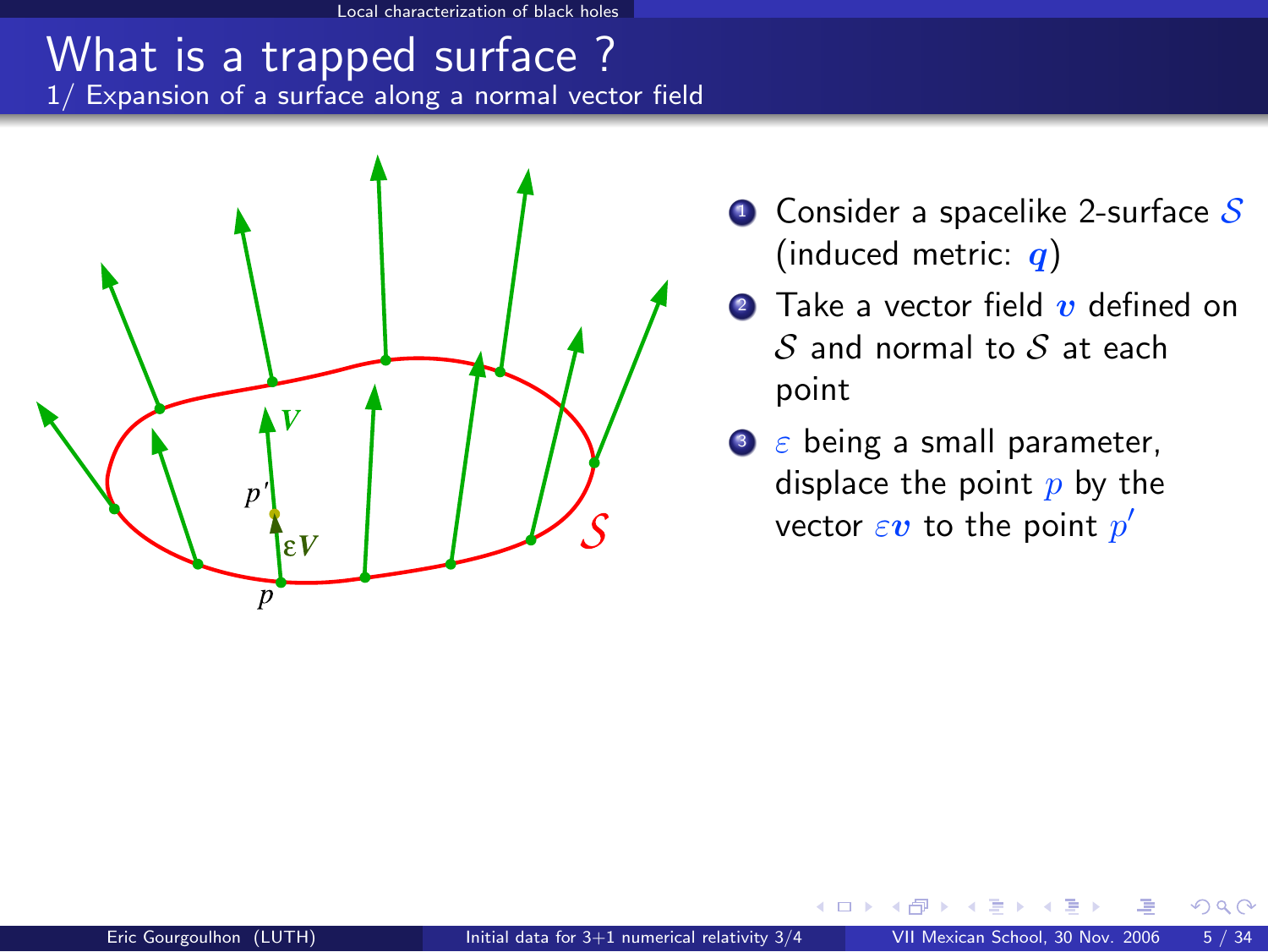# What is a trapped surface ?

## 1/ Expansion of a surface along a normal vector field

1. Consider a spacelike 2-surface $\mathcal{S}$ (induced metric: $\boldsymbol{q}$)
2. Take a vector field $\boldsymbol{v}$ defined on $\mathcal{S}$ and normal to $\mathcal{S}$ at each point
3. $\varepsilon$ being a small parameter, displace the point $p$ by the vector $\varepsilon \boldsymbol{v}$ to the point $p'$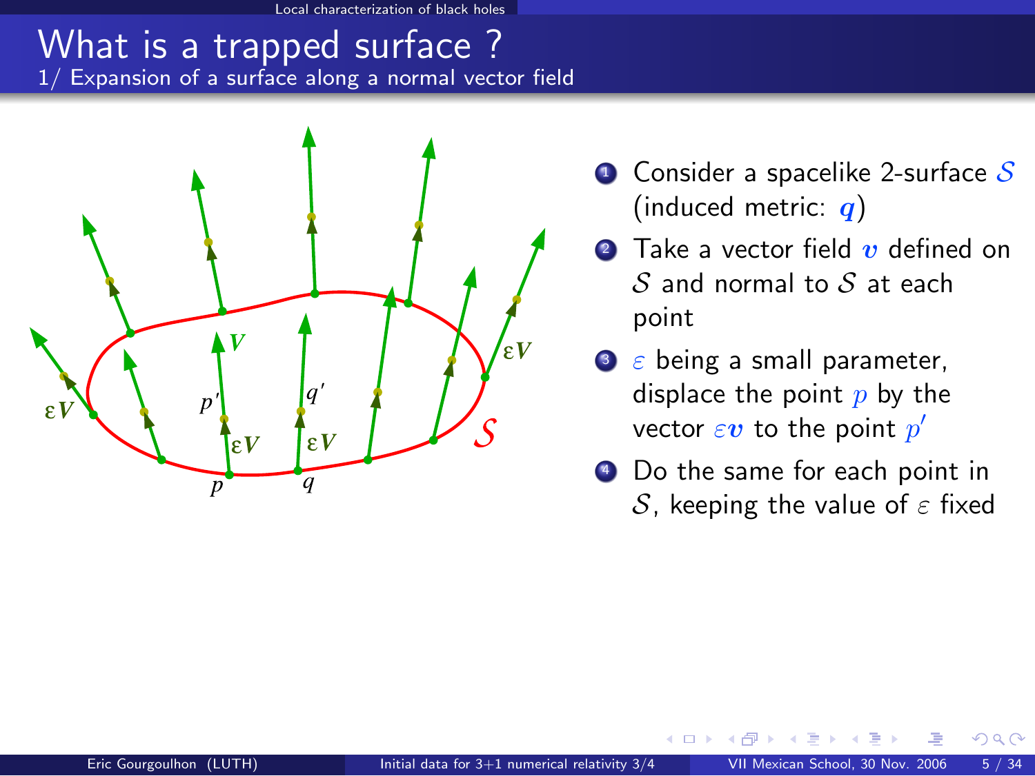# What is a trapped surface ?

## 1/ Expansion of a surface along a normal vector field

1. Consider a spacelike 2-surface $\mathcal{S}$ (induced metric: $\boldsymbol{q}$)
2. Take a vector field $\boldsymbol{v}$ defined on $\mathcal{S}$ and normal to $\mathcal{S}$ at each point
3. $\varepsilon$ being a small parameter, displace the point $p$ by the vector $\varepsilon \boldsymbol{v}$ to the point $p'$
4. Do the same for each point in $\mathcal{S}$, keeping the value of $\varepsilon$ fixed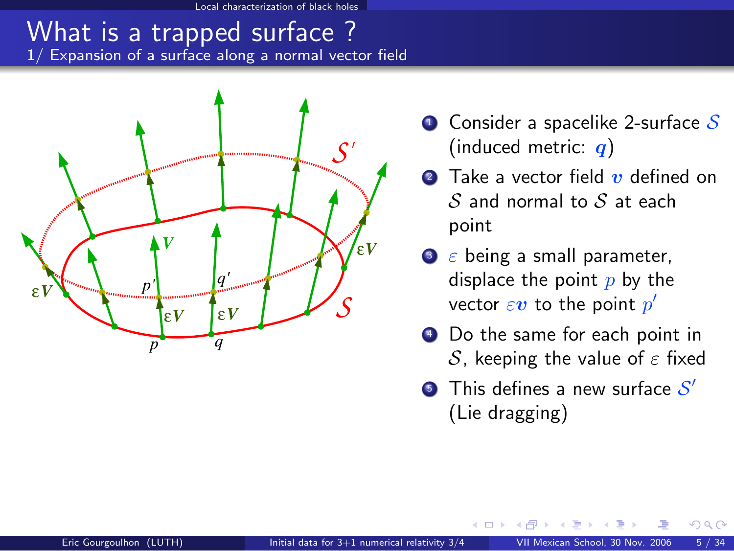# What is a trapped surface ?

## 1/ Expansion of a surface along a normal vector field

1. Consider a spacelike 2-surface $\mathcal{S}$ (induced metric: $\boldsymbol{q}$)
2. Take a vector field $\boldsymbol{v}$ defined on $\mathcal{S}$ and normal to $\mathcal{S}$ at each point
3. $\varepsilon$ being a small parameter, displace the point $p$ by the vector $\varepsilon\boldsymbol{v}$ to the point $p'$
4. Do the same for each point in $\mathcal{S}$, keeping the value of $\varepsilon$ fixed
5. This defines a new surface $\mathcal{S}'$ (Lie dragging)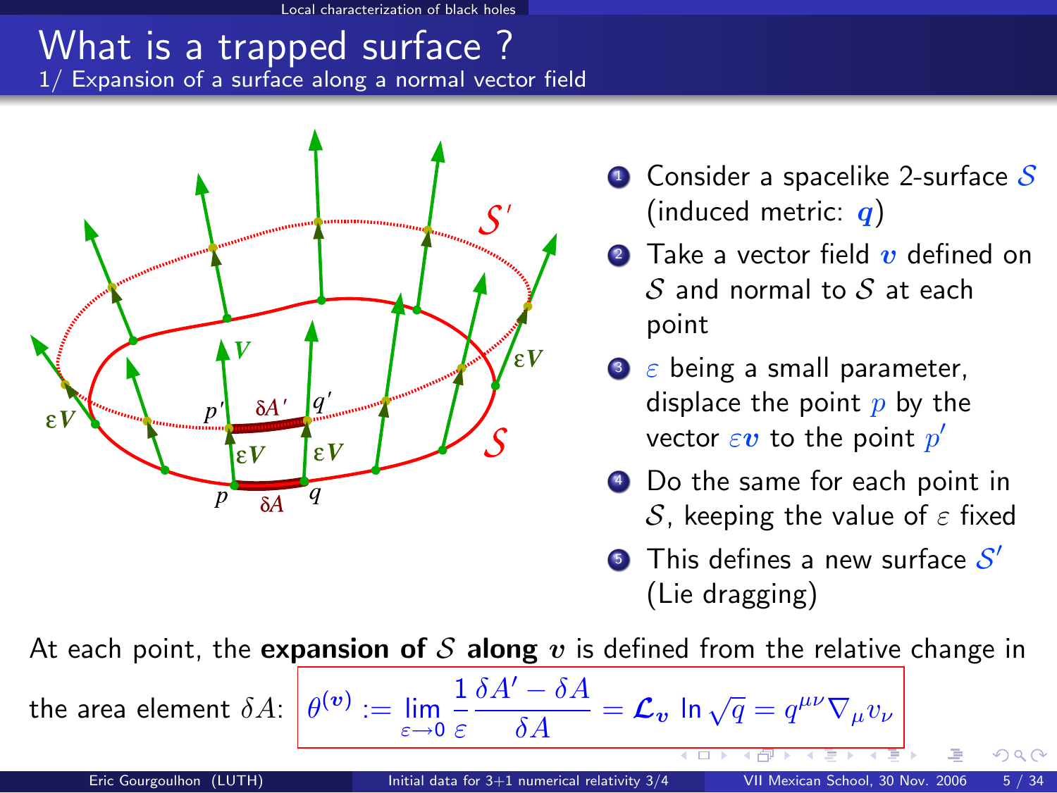# What is a trapped surface ?

## 1/ Expansion of a surface along a normal vector field

1. Consider a spacelike 2-surface $\mathcal{S}$ (induced metric: $\boldsymbol{q}$)
2. Take a vector field $\boldsymbol{v}$ defined on $\mathcal{S}$ and normal to $\mathcal{S}$ at each point
3. $\varepsilon$ being a small parameter, displace the point $p$ by the vector $\varepsilon \boldsymbol{v}$ to the point $p'$
4. Do the same for each point in $\mathcal{S}$, keeping the value of $\varepsilon$ fixed
5. This defines a new surface $\mathcal{S}'$ (Lie dragging)

At each point, the **expansion of $\mathcal{S}$ along $\boldsymbol{v}$** is defined from the relative change in the area element $\delta A$:

$$\theta^{(\boldsymbol{v})} := \lim_{\varepsilon \to 0} \frac{1}{\varepsilon} \frac{\delta A' - \delta A}{\delta A} = \mathcal{L}_{\boldsymbol{v}} \ln \sqrt{q} = q^{\mu\nu} \nabla_\mu v_\nu$$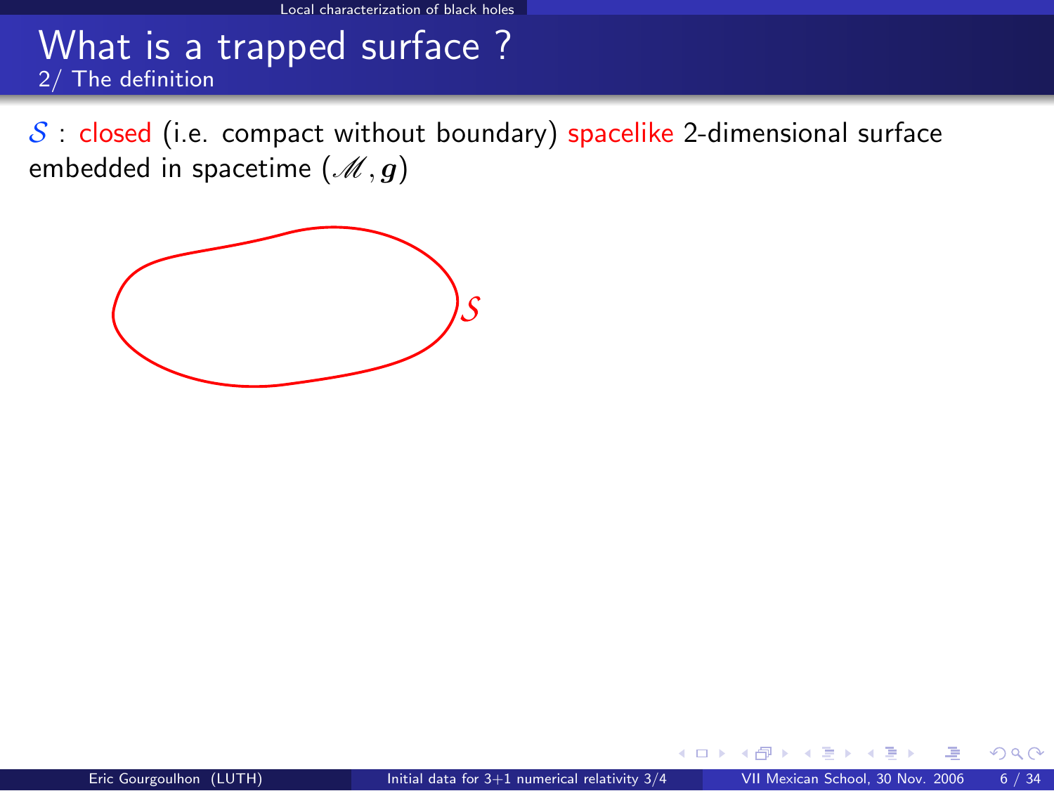# What is a trapped surface ?

## 2/ The definition

$\mathcal{S}$ : closed (i.e. compact without boundary) spacelike 2-dimensional surface embedded in spacetime $(\mathscr{M}, \boldsymbol{g})$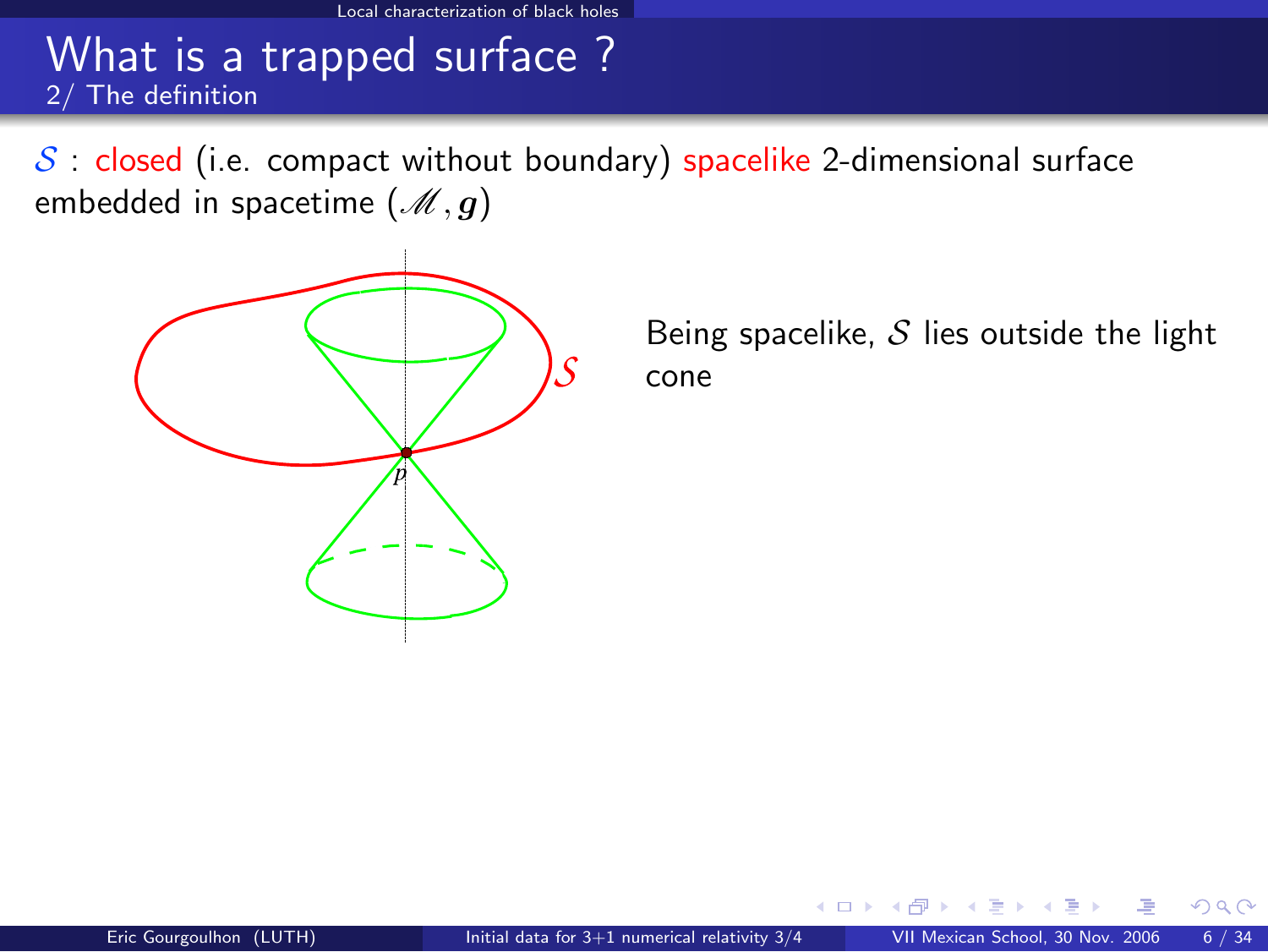# What is a trapped surface ?

## 2/ The definition

$\mathcal{S}$ : closed (i.e. compact without boundary) spacelike 2-dimensional surface embedded in spacetime $(\mathscr{M}, \boldsymbol{g})$

Being spacelike, $\mathcal{S}$ lies outside the light cone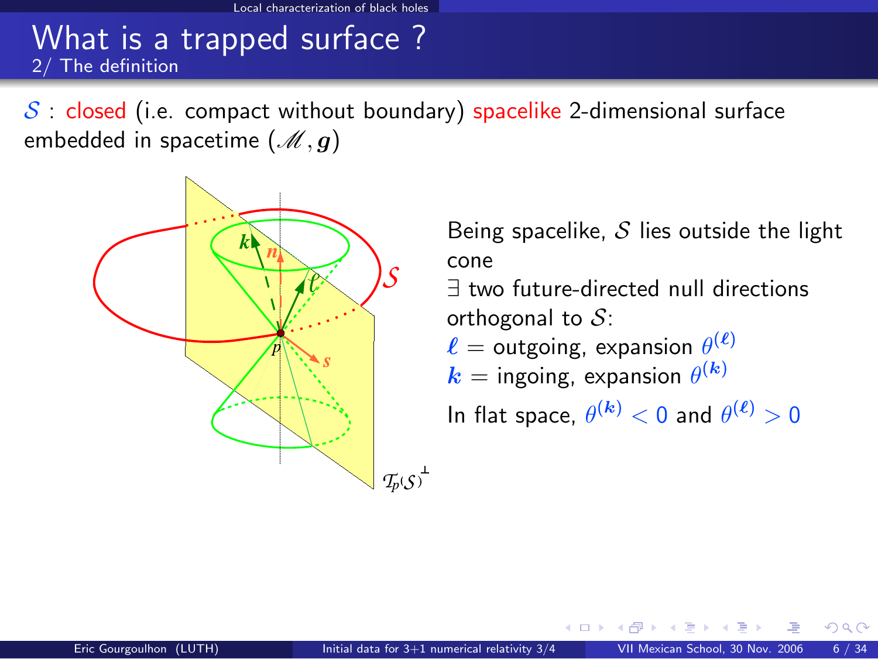# What is a trapped surface ?

## 2/ The definition

$\mathcal{S}$ : closed (i.e. compact without boundary) spacelike 2-dimensional surface embedded in spacetime $(\mathscr{M}, \boldsymbol{g})$

Being spacelike, $\mathcal{S}$ lies outside the light cone

$\exists$ two future-directed null directions orthogonal to $\mathcal{S}$:

$\boldsymbol{\ell}$ = outgoing, expansion $\theta^{(\boldsymbol{\ell})}$

$\boldsymbol{k}$ = ingoing, expansion $\theta^{(\boldsymbol{k})}$

In flat space, $\theta^{(\boldsymbol{k})} < 0$ and $\theta^{(\boldsymbol{\ell})} > 0$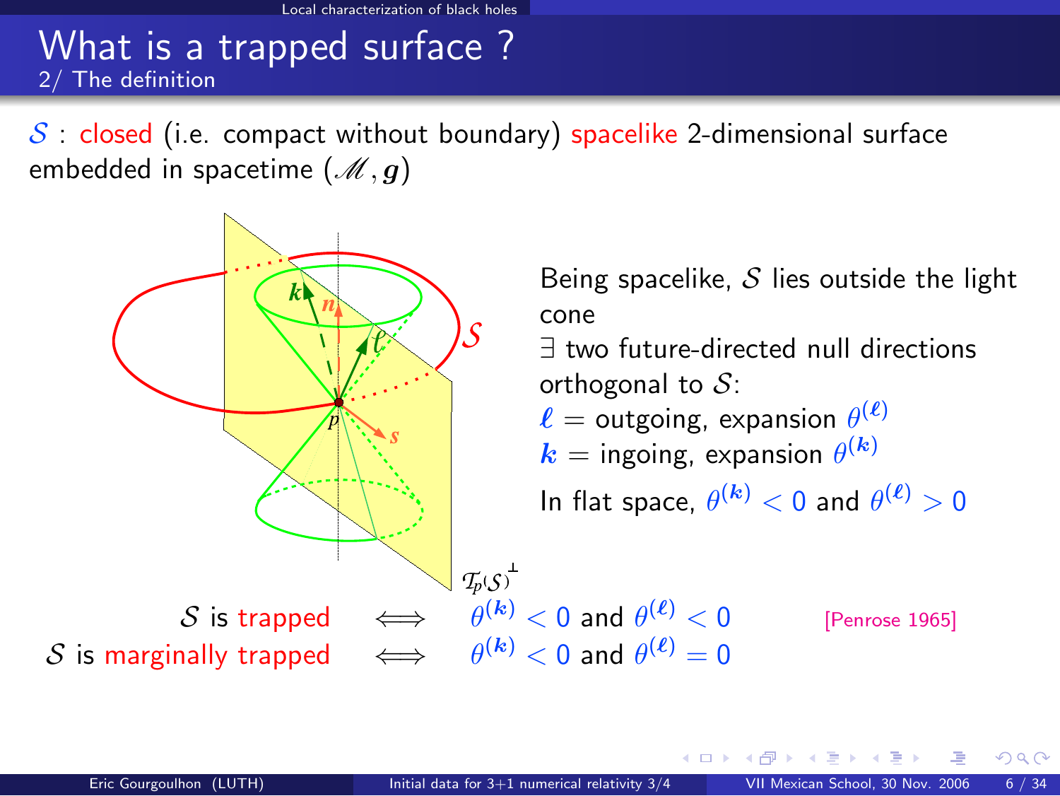# What is a trapped surface ?

## 2/ The definition

$\mathcal{S}$ : closed (i.e. compact without boundary) spacelike 2-dimensional surface embedded in spacetime $(\mathscr{M}, \boldsymbol{g})$

Being spacelike, $\mathcal{S}$ lies outside the light cone

$\exists$ two future-directed null directions orthogonal to $\mathcal{S}$:

$\boldsymbol{\ell}$ = outgoing, expansion $\theta^{(\boldsymbol{\ell})}$

$\boldsymbol{k}$ = ingoing, expansion $\theta^{(\boldsymbol{k})}$

In flat space, $\theta^{(\boldsymbol{k})} < 0$ and $\theta^{(\boldsymbol{\ell})} > 0$

$\mathcal{S}$ is trapped $\iff$ $\theta^{(\boldsymbol{k})} < 0$ and $\theta^{(\boldsymbol{\ell})} < 0$ [Penrose 1965]

$\mathcal{S}$ is marginally trapped $\iff$ $\theta^{(\boldsymbol{k})} < 0$ and $\theta^{(\boldsymbol{\ell})} = 0$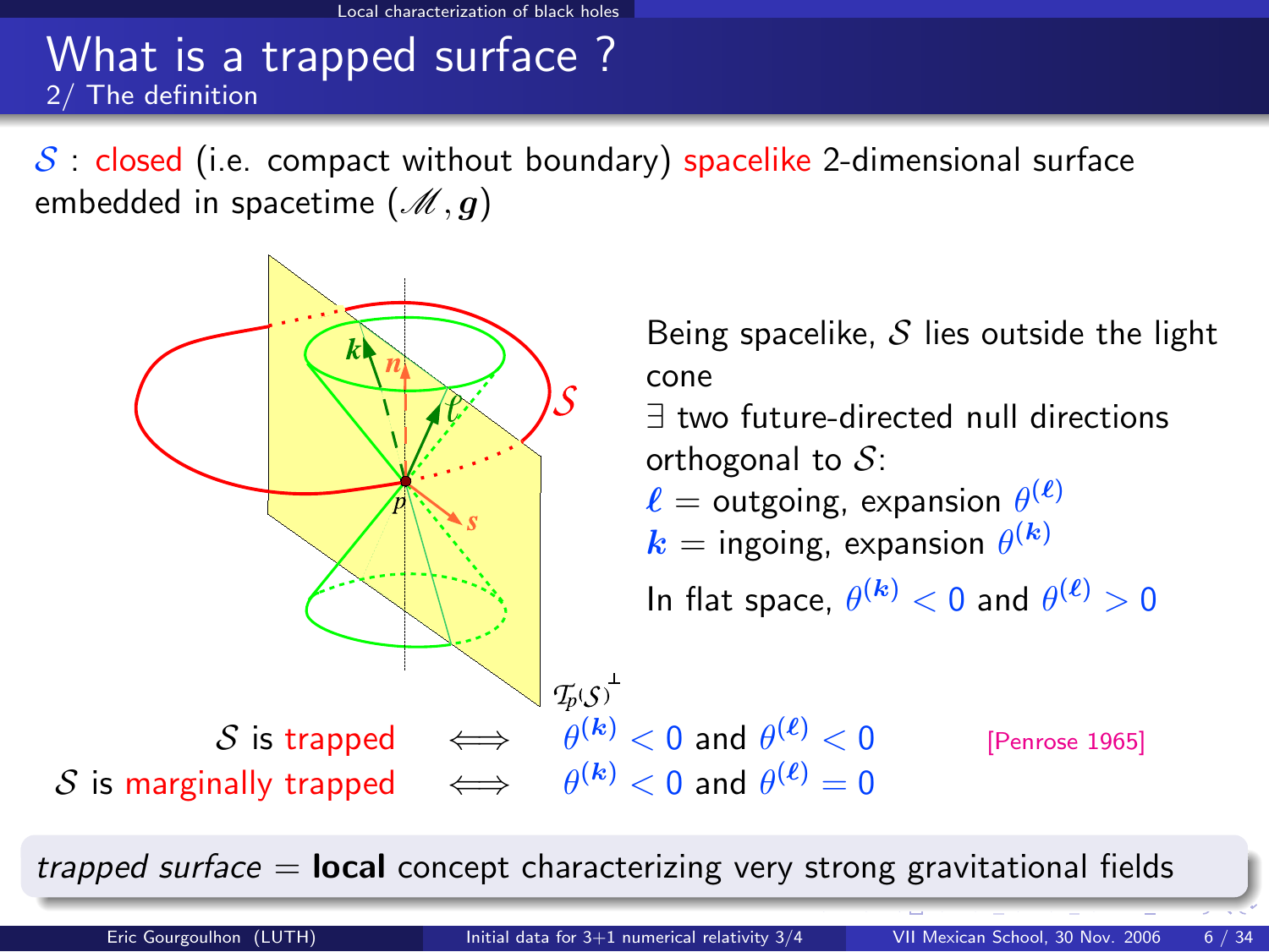# What is a trapped surface ?

## 2/ The definition

$\mathcal{S}$ : closed (i.e. compact without boundary) spacelike 2-dimensional surface embedded in spacetime $(\mathscr{M}, \boldsymbol{g})$

Being spacelike, $\mathcal{S}$ lies outside the light cone

$\exists$ two future-directed null directions orthogonal to $\mathcal{S}$:

$\boldsymbol{\ell}$ = outgoing, expansion $\theta^{(\boldsymbol{\ell})}$

$\boldsymbol{k}$ = ingoing, expansion $\theta^{(\boldsymbol{k})}$

In flat space, $\theta^{(\boldsymbol{k})} < 0$ and $\theta^{(\boldsymbol{\ell})} > 0$

$\mathcal{S}$ is trapped $\iff$ $\theta^{(\boldsymbol{k})} < 0$ and $\theta^{(\boldsymbol{\ell})} < 0$ [Penrose 1965]

$\mathcal{S}$ is marginally trapped $\iff$ $\theta^{(\boldsymbol{k})} < 0$ and $\theta^{(\boldsymbol{\ell})} = 0$

*trapped surface* = **local** concept characterizing very strong gravitational fields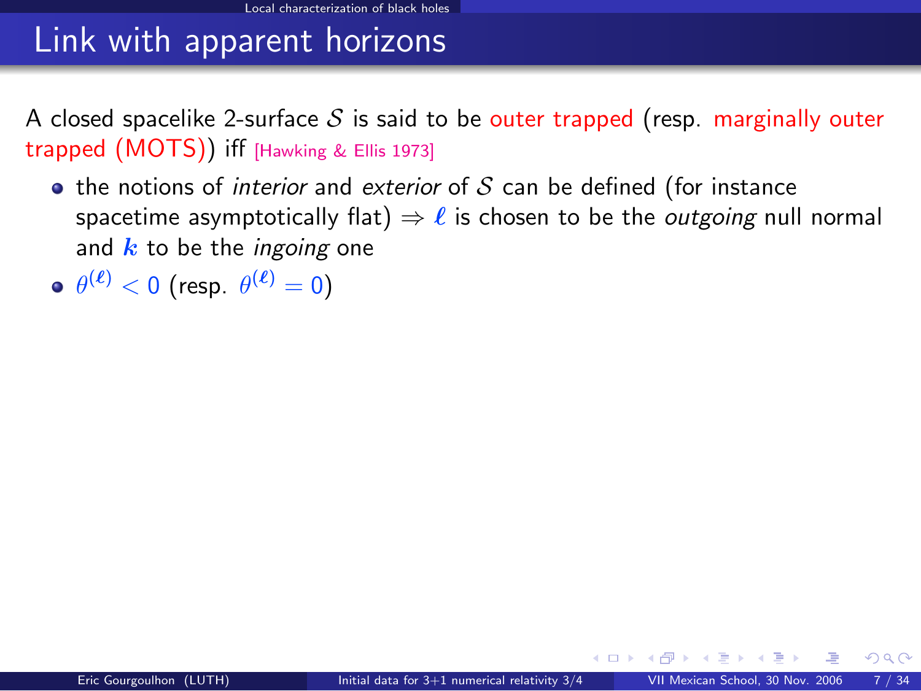# Link with apparent horizons

A closed spacelike 2-surface $\mathcal{S}$ is said to be outer trapped (resp. marginally outer trapped (MOTS)) iff [Hawking & Ellis 1973]

- the notions of *interior* and *exterior* of $\mathcal{S}$ can be defined (for instance spacetime asymptotically flat) $\Rightarrow$ $\boldsymbol{\ell}$ is chosen to be the *outgoing* null normal and $\boldsymbol{k}$ to be the *ingoing* one
- $\theta^{(\boldsymbol{\ell})} < 0$ (resp. $\theta^{(\boldsymbol{\ell})} = 0$)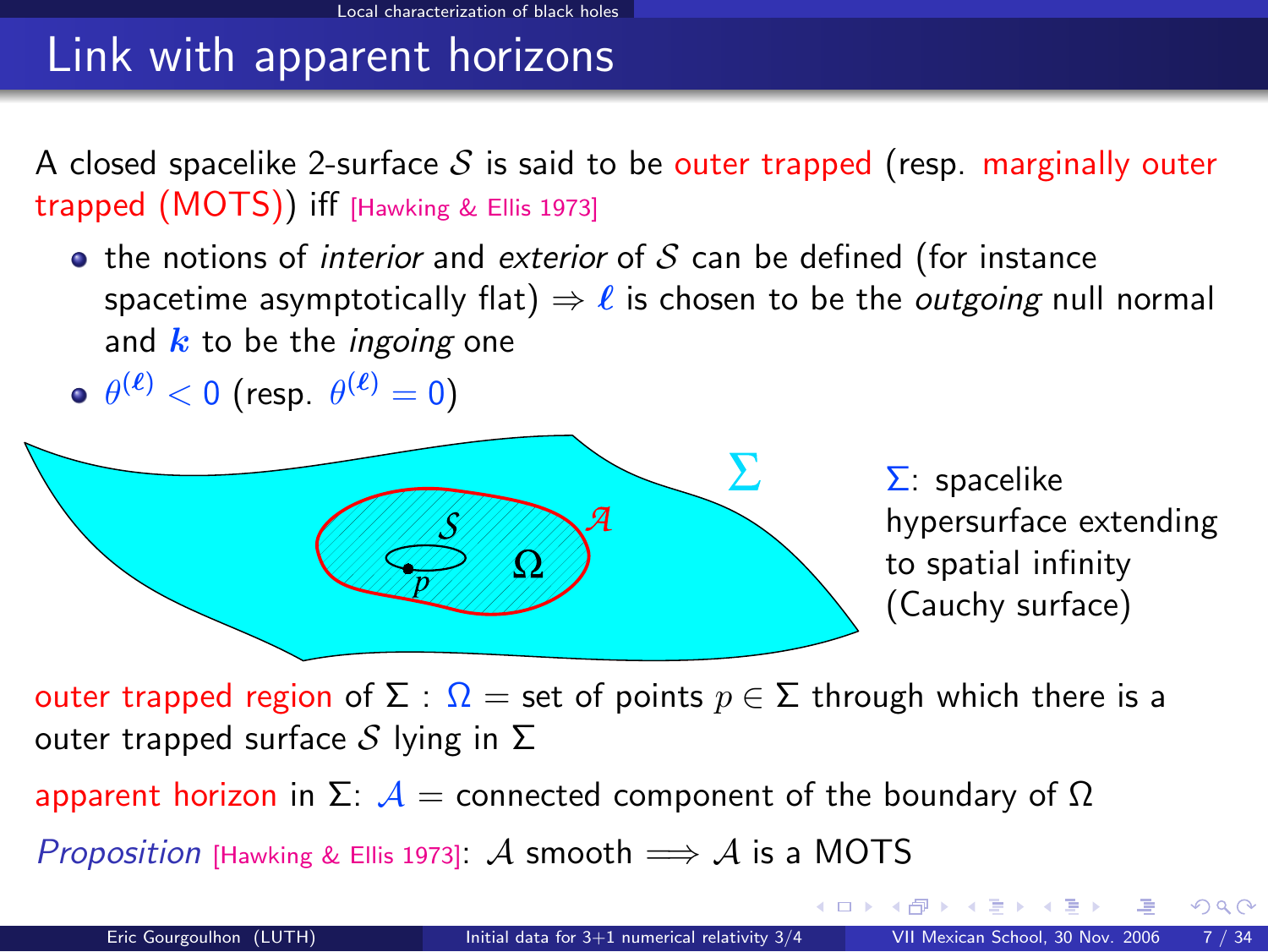# Link with apparent horizons

A closed spacelike 2-surface $\mathcal{S}$ is said to be outer trapped (resp. marginally outer trapped (MOTS)) iff [Hawking & Ellis 1973]

- the notions of *interior* and *exterior* of $\mathcal{S}$ can be defined (for instance spacetime asymptotically flat) $\Rightarrow \boldsymbol{\ell}$ is chosen to be the *outgoing* null normal and $\boldsymbol{k}$ to be the *ingoing* one
- $\theta^{(\boldsymbol{\ell})} < 0$ (resp. $\theta^{(\boldsymbol{\ell})} = 0$)

$\Sigma$: spacelike hypersurface extending to spatial infinity (Cauchy surface)

outer trapped region of $\Sigma$ : $\Omega$ = set of points $p \in \Sigma$ through which there is a outer trapped surface $\mathcal{S}$ lying in $\Sigma$

apparent horizon in $\Sigma$: $\mathcal{A}$ = connected component of the boundary of $\Omega$

*Proposition* [Hawking & Ellis 1973]: $\mathcal{A}$ smooth $\Longrightarrow \mathcal{A}$ is a MOTS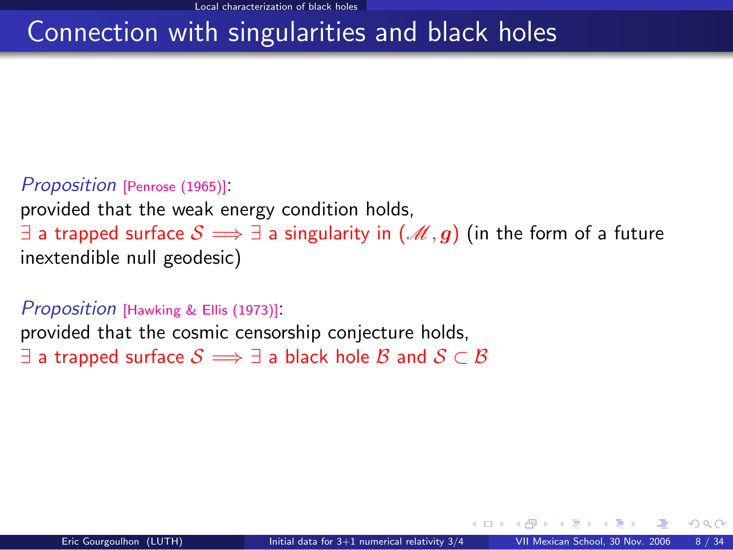# Connection with singularities and black holes

*Proposition* [Penrose (1965)]:
provided that the weak energy condition holds,
$\exists$ a trapped surface $\mathcal{S} \Longrightarrow \exists$ a singularity in $(\mathscr{M}, \boldsymbol{g})$ (in the form of a future inextendible null geodesic)

*Proposition* [Hawking & Ellis (1973)]:
provided that the cosmic censorship conjecture holds,
$\exists$ a trapped surface $\mathcal{S} \Longrightarrow \exists$ a black hole $\mathcal{B}$ and $\mathcal{S} \subset \mathcal{B}$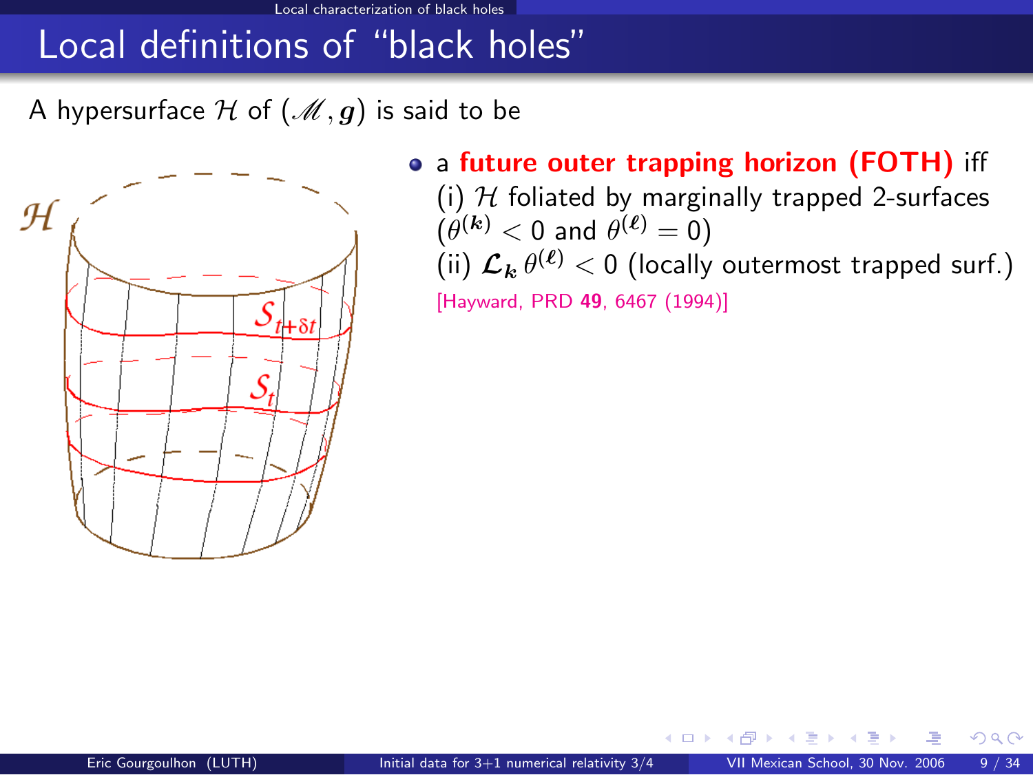# Local definitions of "black holes"

A hypersurface $\mathcal{H}$ of $(\mathscr{M}, \boldsymbol{g})$ is said to be

- a **future outer trapping horizon (FOTH)** iff
  (i) $\mathcal{H}$ foliated by marginally trapped 2-surfaces ($\theta^{(\boldsymbol{k})} < 0$ and $\theta^{(\boldsymbol{\ell})} = 0$)
  (ii) $\boldsymbol{\mathcal{L}}_{\boldsymbol{k}}\, \theta^{(\boldsymbol{\ell})} < 0$ (locally outermost trapped surf.)
  [Hayward, PRD **49**, 6467 (1994)]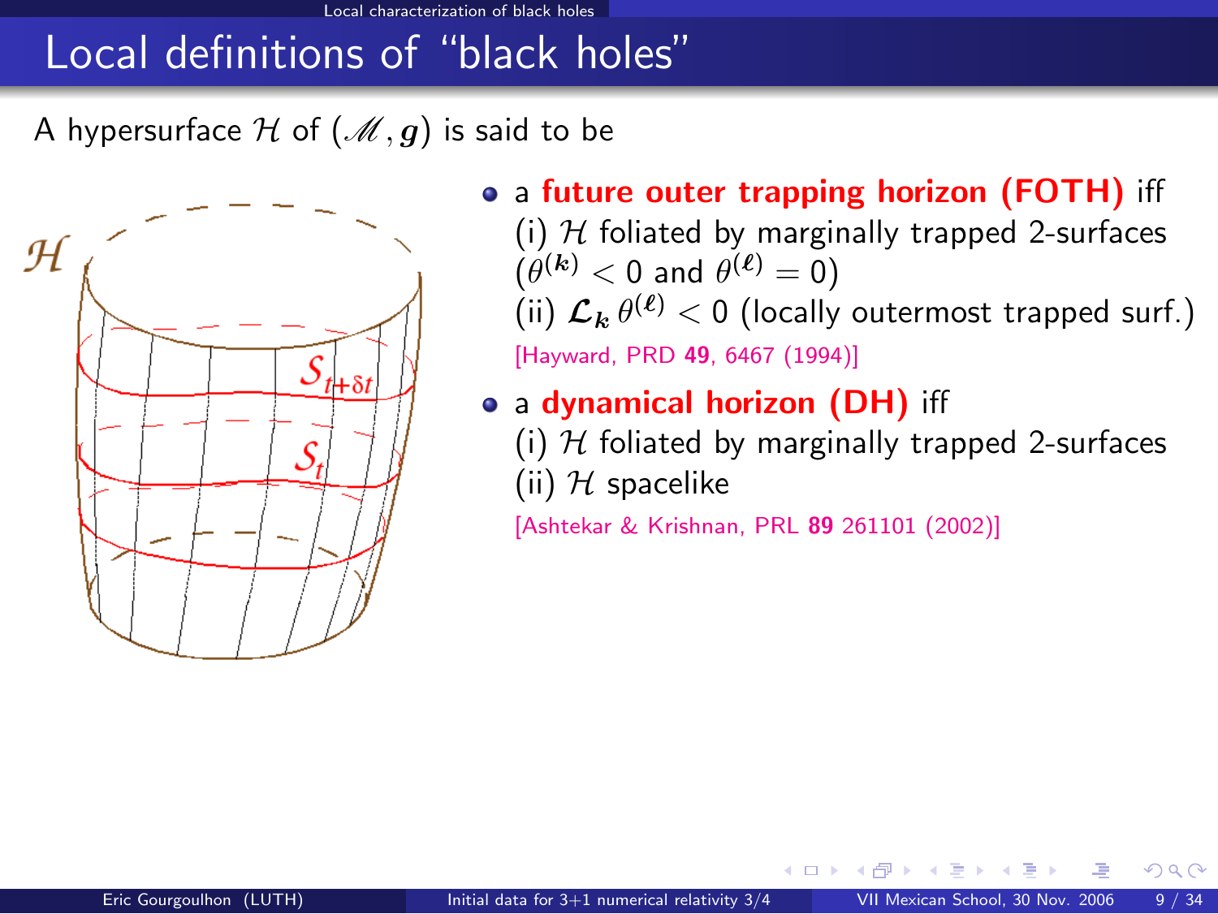# Local definitions of "black holes"

A hypersurface $\mathcal{H}$ of $(\mathscr{M}, \boldsymbol{g})$ is said to be

- a **future outer trapping horizon (FOTH)** iff
  (i) $\mathcal{H}$ foliated by marginally trapped 2-surfaces ($\theta^{(\boldsymbol{k})} < 0$ and $\theta^{(\boldsymbol{\ell})} = 0$)
  (ii) $\boldsymbol{\mathcal{L}}_{\boldsymbol{k}}\, \theta^{(\boldsymbol{\ell})} < 0$ (locally outermost trapped surf.)
  [Hayward, PRD **49**, 6467 (1994)]
- a **dynamical horizon (DH)** iff
  (i) $\mathcal{H}$ foliated by marginally trapped 2-surfaces
  (ii) $\mathcal{H}$ spacelike
  [Ashtekar & Krishnan, PRL **89** 261101 (2002)]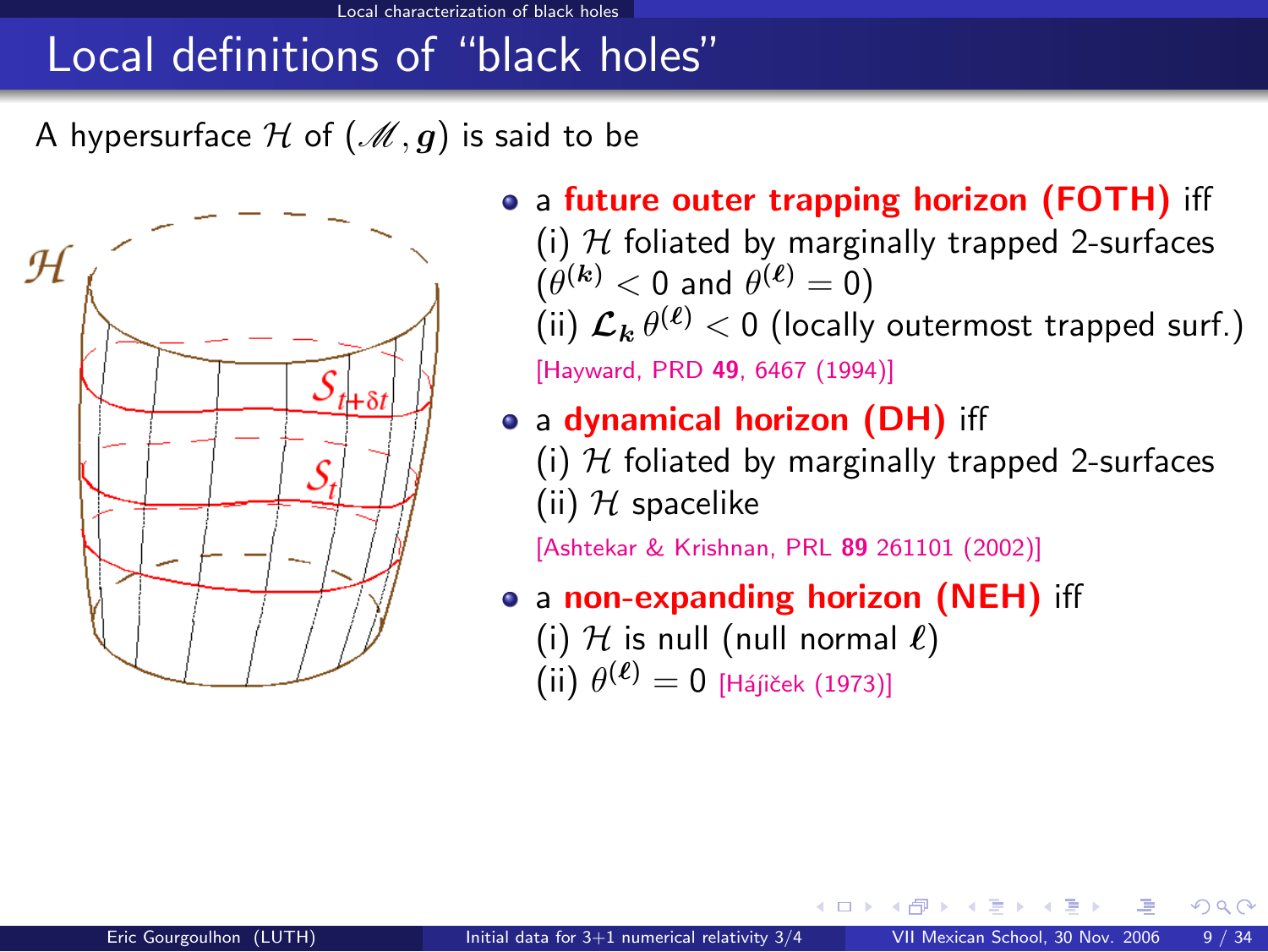# Local definitions of "black holes"

A hypersurface $\mathcal{H}$ of $(\mathscr{M}, \boldsymbol{g})$ is said to be

- a **future outer trapping horizon (FOTH)** iff
  (i) $\mathcal{H}$ foliated by marginally trapped 2-surfaces ($\theta^{(\boldsymbol{k})} < 0$ and $\theta^{(\boldsymbol{\ell})} = 0$)
  (ii) $\boldsymbol{\mathcal{L}}_{\boldsymbol{k}} \, \theta^{(\boldsymbol{\ell})} < 0$ (locally outermost trapped surf.)
  [Hayward, PRD **49**, 6467 (1994)]
- a **dynamical horizon (DH)** iff
  (i) $\mathcal{H}$ foliated by marginally trapped 2-surfaces
  (ii) $\mathcal{H}$ spacelike
  [Ashtekar & Krishnan, PRL **89** 261101 (2002)]
- a **non-expanding horizon (NEH)** iff
  (i) $\mathcal{H}$ is null (null normal $\boldsymbol{\ell}$)
  (ii) $\theta^{(\boldsymbol{\ell})} = 0$ [Hájíček (1973)]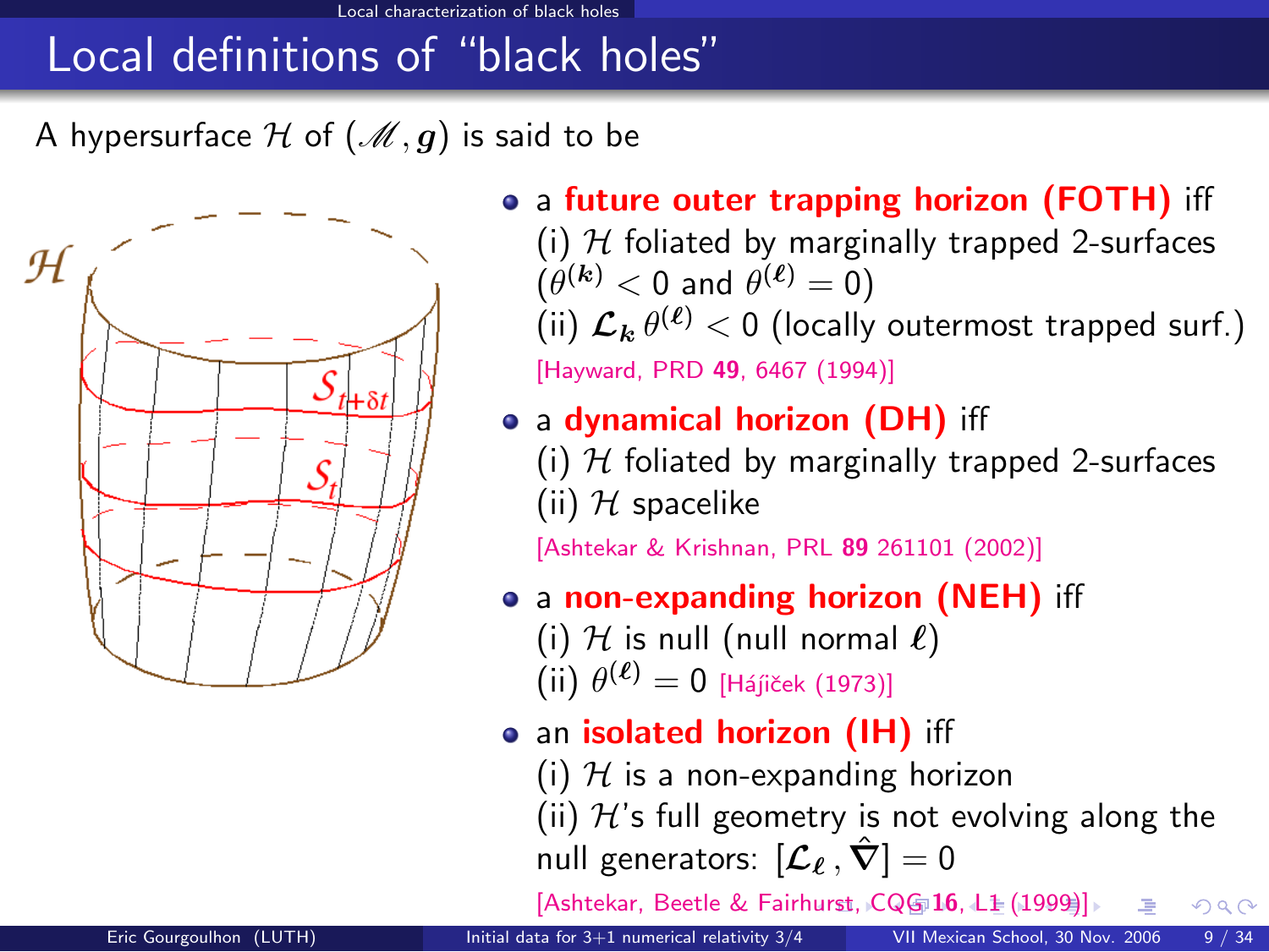# Local definitions of "black holes"

A hypersurface $\mathcal{H}$ of $(\mathscr{M}, \boldsymbol{g})$ is said to be

- a **future outer trapping horizon (FOTH)** iff
  (i) $\mathcal{H}$ foliated by marginally trapped 2-surfaces ($\theta^{(\boldsymbol{k})} < 0$ and $\theta^{(\boldsymbol{\ell})} = 0$)
  (ii) $\boldsymbol{\mathcal{L}}_{\boldsymbol{k}}\, \theta^{(\boldsymbol{\ell})} < 0$ (locally outermost trapped surf.)
  [Hayward, PRD **49**, 6467 (1994)]

- a **dynamical horizon (DH)** iff
  (i) $\mathcal{H}$ foliated by marginally trapped 2-surfaces
  (ii) $\mathcal{H}$ spacelike
  [Ashtekar & Krishnan, PRL **89** 261101 (2002)]

- a **non-expanding horizon (NEH)** iff
  (i) $\mathcal{H}$ is null (null normal $\boldsymbol{\ell}$)
  (ii) $\theta^{(\boldsymbol{\ell})} = 0$ [Hájíček (1973)]

- an **isolated horizon (IH)** iff
  (i) $\mathcal{H}$ is a non-expanding horizon
  (ii) $\mathcal{H}$'s full geometry is not evolving along the null generators: $[\boldsymbol{\mathcal{L}}_{\boldsymbol{\ell}}\, , \hat{\boldsymbol{\nabla}}] = 0$
  [Ashtekar, Beetle & Fairhurst, CQG **16**, L1 (1999)]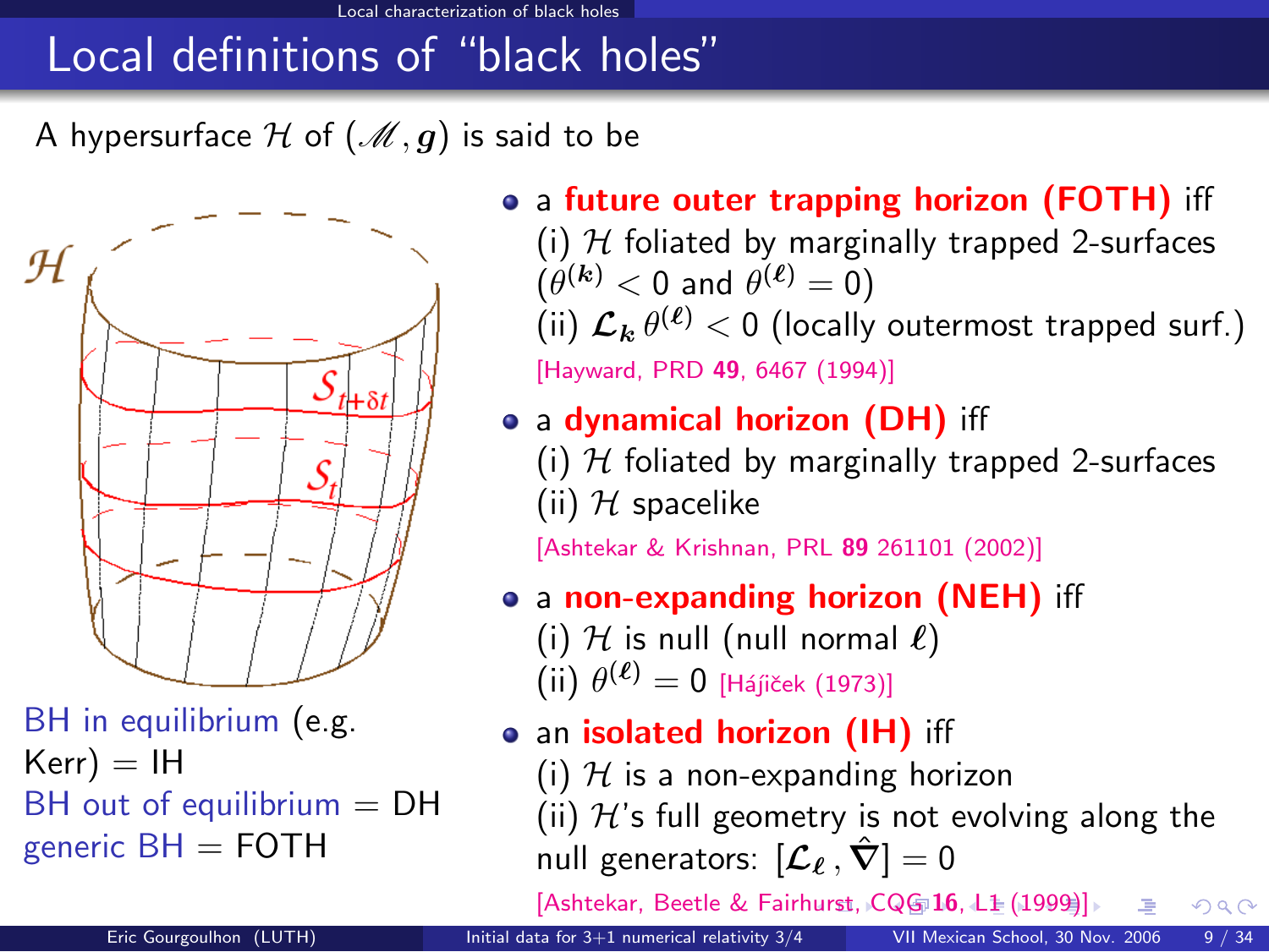# Local definitions of "black holes"

A hypersurface $\mathcal{H}$ of $(\mathscr{M}, \boldsymbol{g})$ is said to be

- a **future outer trapping horizon (FOTH)** iff
  (i) $\mathcal{H}$ foliated by marginally trapped 2-surfaces ($\theta^{(\boldsymbol{k})} < 0$ and $\theta^{(\boldsymbol{\ell})} = 0$)
  (ii) $\mathcal{L}_{\boldsymbol{k}} \, \theta^{(\boldsymbol{\ell})} < 0$ (locally outermost trapped surf.)
  [Hayward, PRD **49**, 6467 (1994)]

- a **dynamical horizon (DH)** iff
  (i) $\mathcal{H}$ foliated by marginally trapped 2-surfaces
  (ii) $\mathcal{H}$ spacelike
  [Ashtekar & Krishnan, PRL **89** 261101 (2002)]

- a **non-expanding horizon (NEH)** iff
  (i) $\mathcal{H}$ is null (null normal $\boldsymbol{\ell}$)
  (ii) $\theta^{(\boldsymbol{\ell})} = 0$ [Hájíček (1973)]

- an **isolated horizon (IH)** iff
  (i) $\mathcal{H}$ is a non-expanding horizon
  (ii) $\mathcal{H}$'s full geometry is not evolving along the null generators: $[\mathcal{L}_{\boldsymbol{\ell}} \, , \hat{\boldsymbol{\nabla}}] = 0$
  [Ashtekar, Beetle & Fairhurst, CQG **16**, L1 (1999)]

BH in equilibrium (e.g. Kerr) = IH
BH out of equilibrium = DH
generic BH = FOTH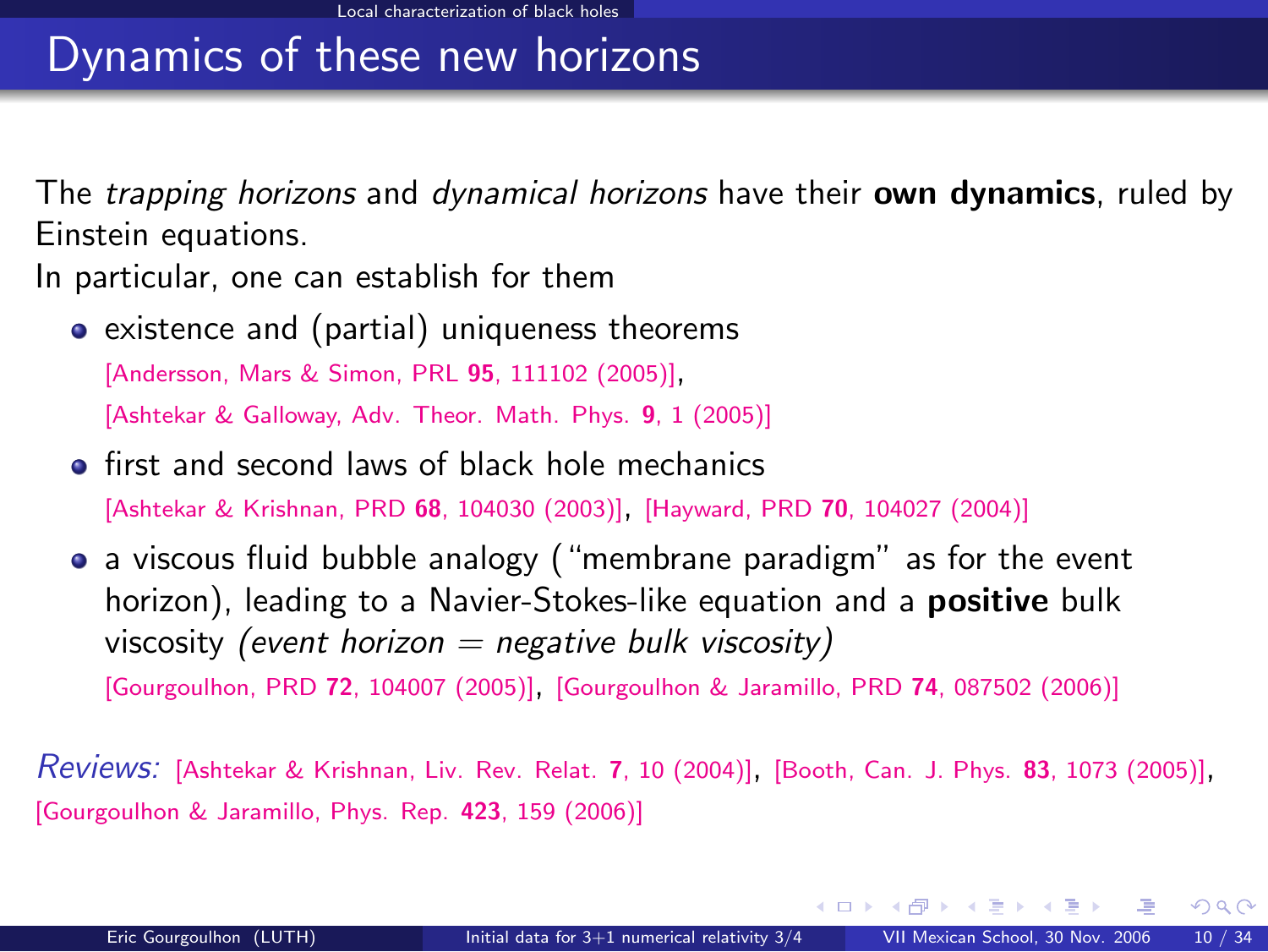# Dynamics of these new horizons

The *trapping horizons* and *dynamical horizons* have their **own dynamics**, ruled by Einstein equations.

In particular, one can establish for them

- existence and (partial) uniqueness theorems
  [Andersson, Mars & Simon, PRL **95**, 111102 (2005)],
  [Ashtekar & Galloway, Adv. Theor. Math. Phys. **9**, 1 (2005)]
- first and second laws of black hole mechanics
  [Ashtekar & Krishnan, PRD **68**, 104030 (2003)], [Hayward, PRD **70**, 104027 (2004)]
- a viscous fluid bubble analogy ("membrane paradigm" as for the event horizon), leading to a Navier-Stokes-like equation and a **positive** bulk viscosity *(event horizon = negative bulk viscosity)*
  [Gourgoulhon, PRD **72**, 104007 (2005)], [Gourgoulhon & Jaramillo, PRD **74**, 087502 (2006)]

*Reviews:* [Ashtekar & Krishnan, Liv. Rev. Relat. **7**, 10 (2004)], [Booth, Can. J. Phys. **83**, 1073 (2005)], [Gourgoulhon & Jaramillo, Phys. Rep. **423**, 159 (2006)]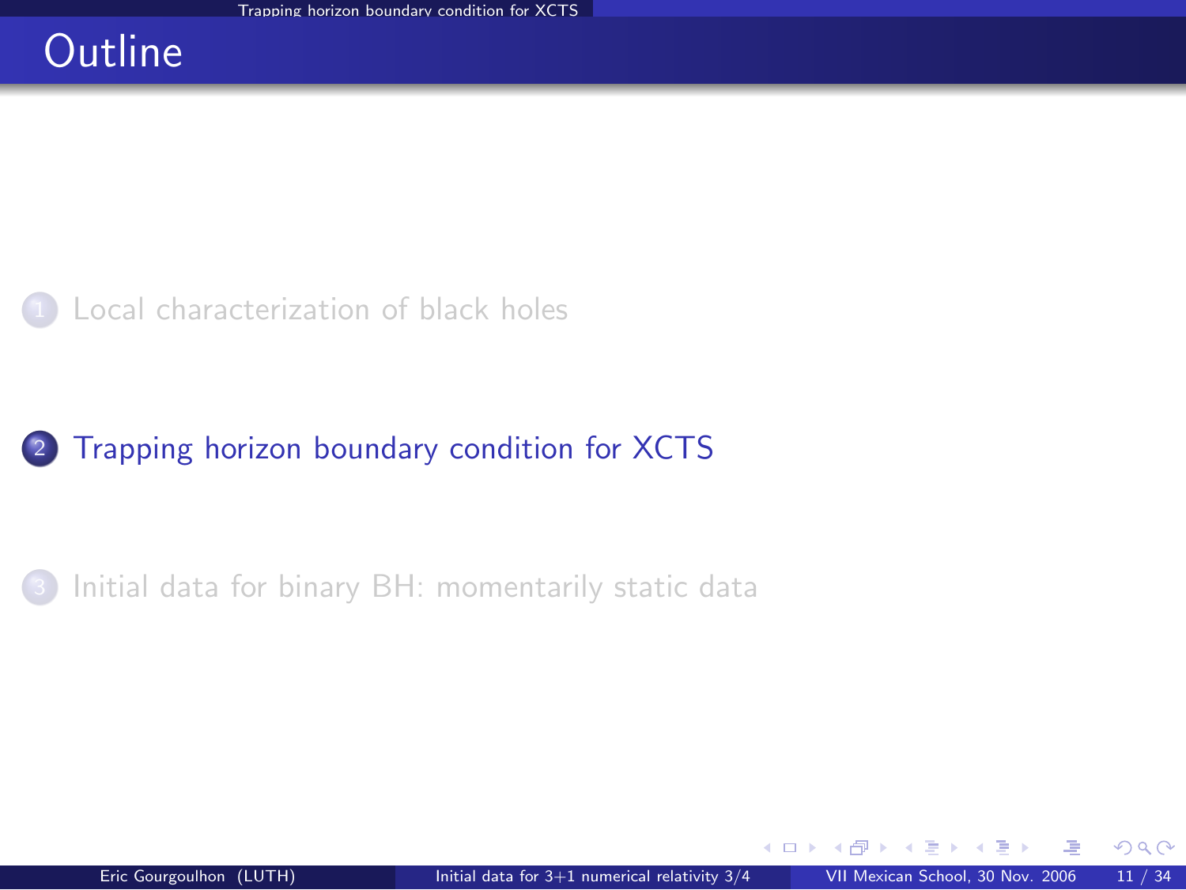# Outline

1. Local characterization of black holes
2. Trapping horizon boundary condition for XCTS
3. Initial data for binary BH: momentarily static data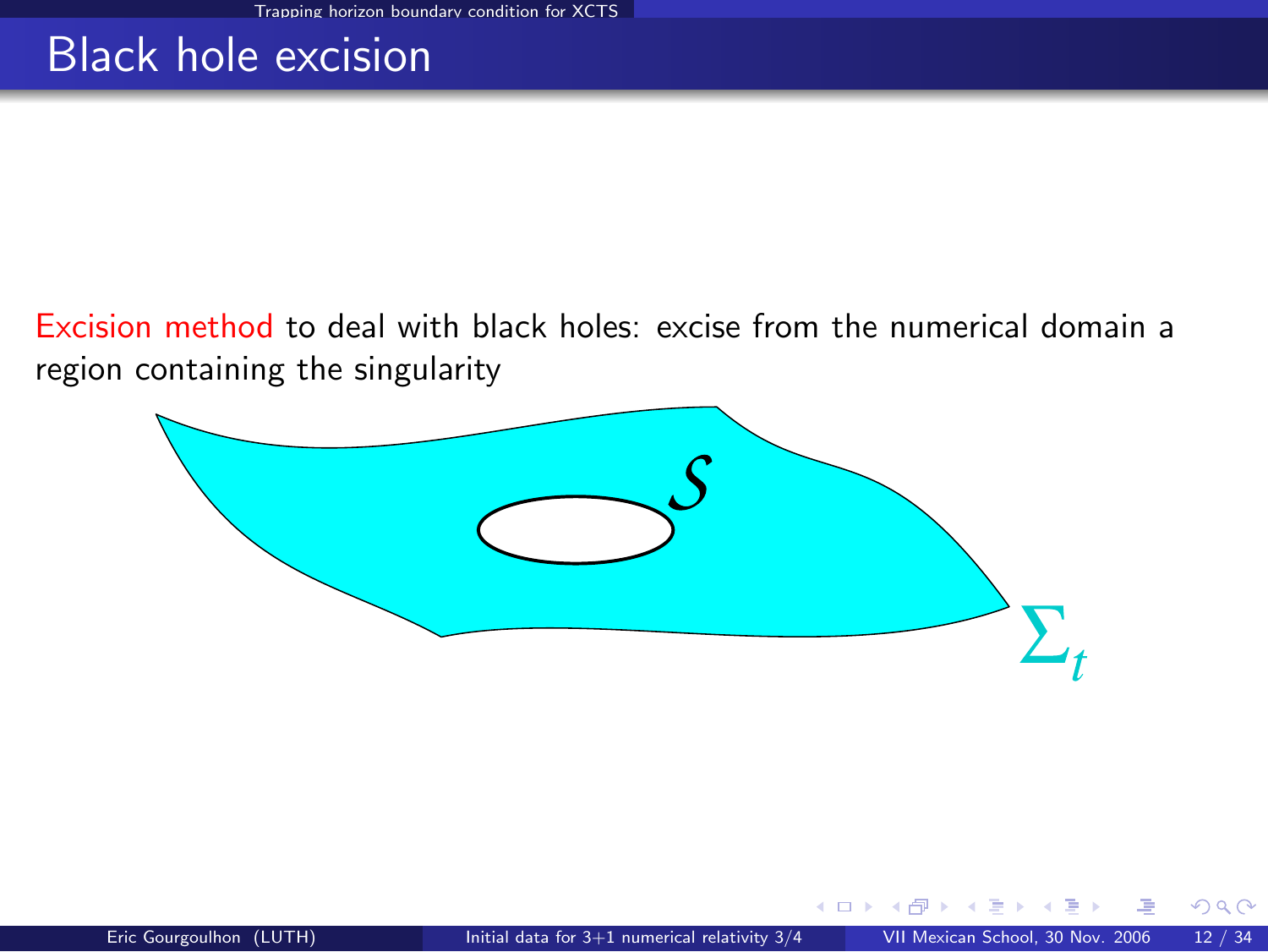# Black hole excision

Excision method to deal with black holes: excise from the numerical domain a region containing the singularity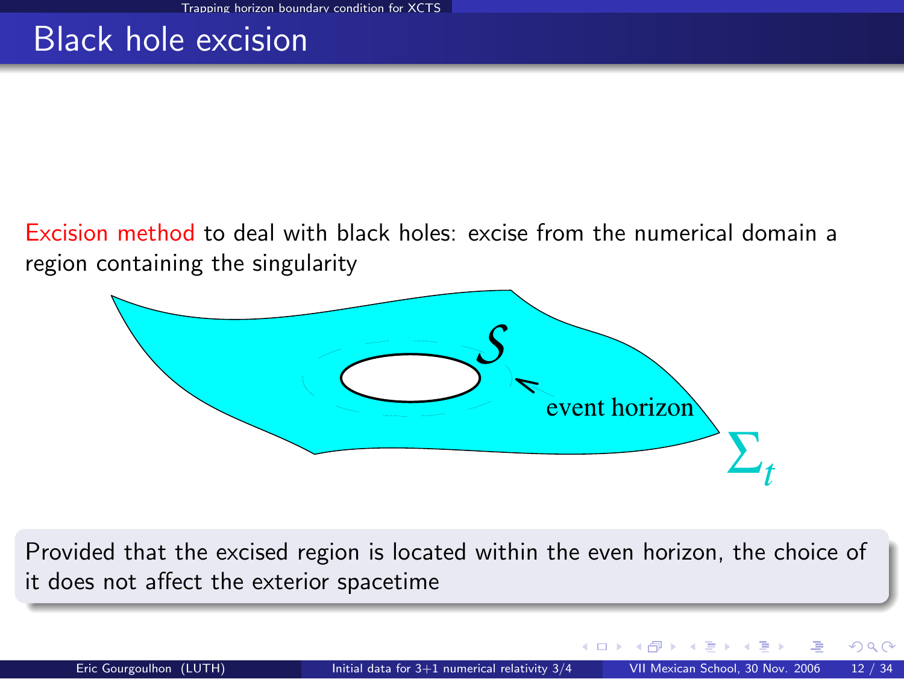# Black hole excision

Excision method to deal with black holes: excise from the numerical domain a region containing the singularity

$\mathcal{S}$

event horizon

$\Sigma_t$

Provided that the excised region is located within the even horizon, the choice of it does not affect the exterior spacetime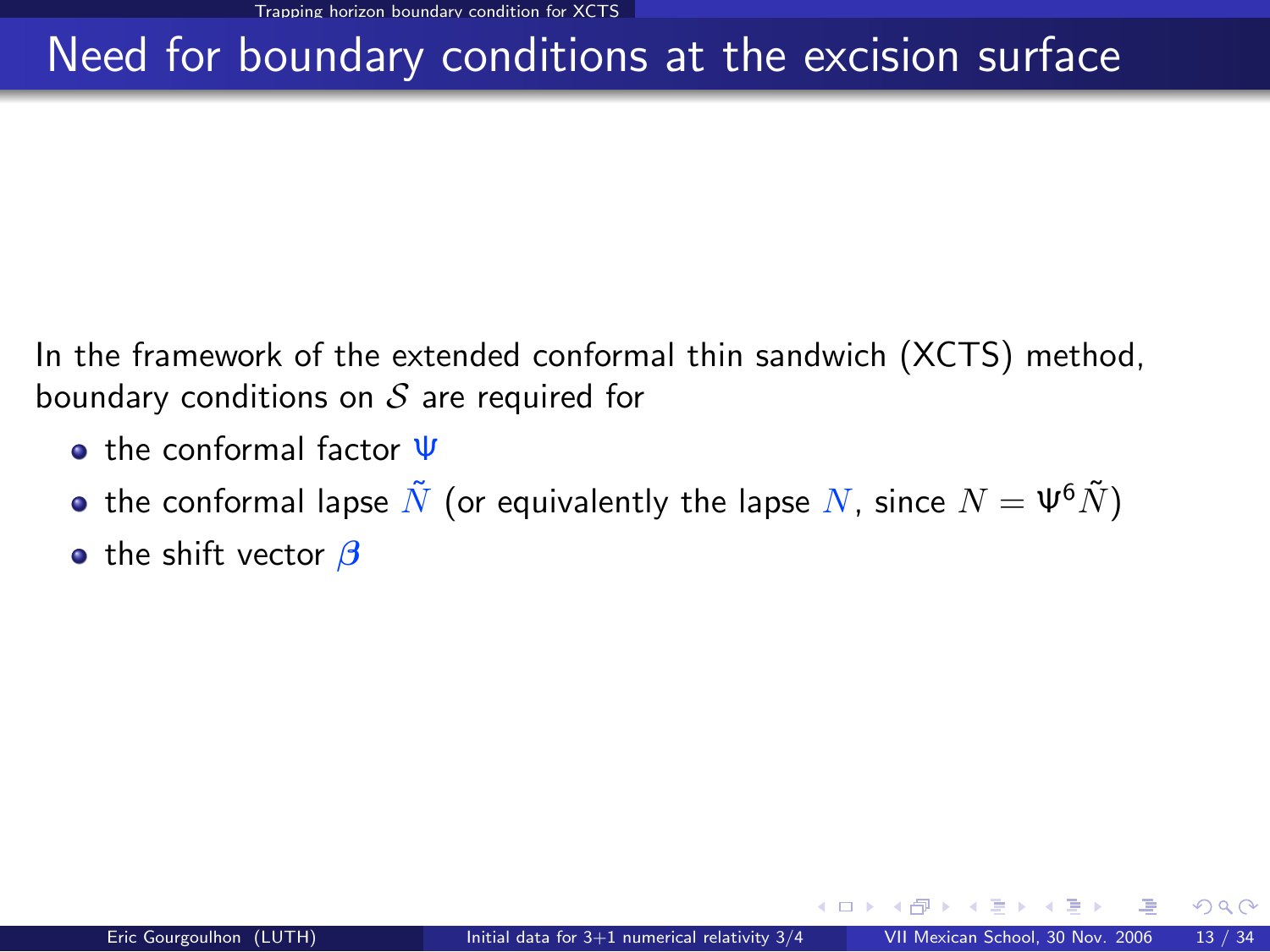# Need for boundary conditions at the excision surface

In the framework of the extended conformal thin sandwich (XCTS) method, boundary conditions on $\mathcal{S}$ are required for

- the conformal factor $\Psi$
- the conformal lapse $\tilde{N}$ (or equivalently the lapse $N$, since $N = \Psi^6 \tilde{N}$)
- the shift vector $\boldsymbol{\beta}$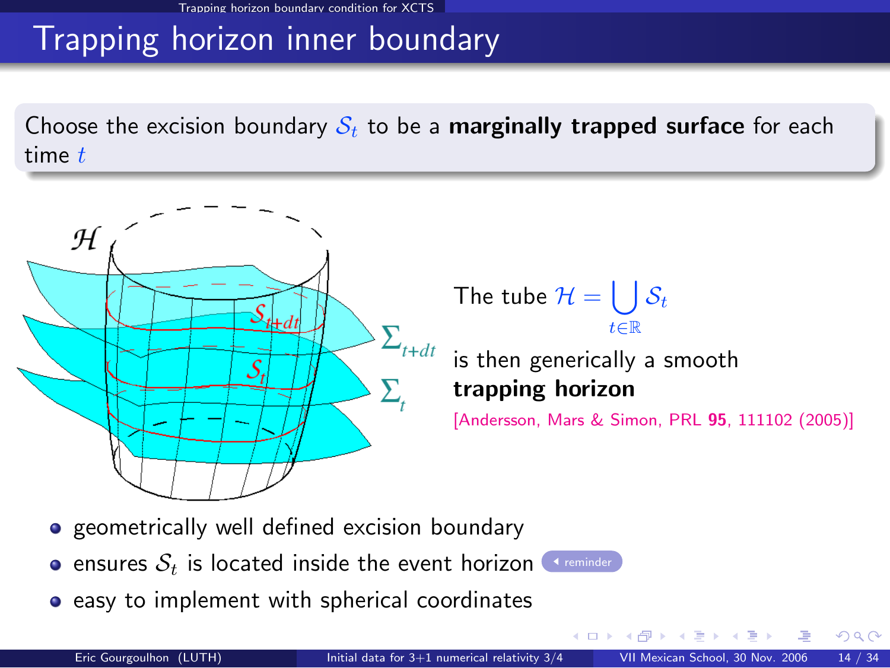# Trapping horizon inner boundary

Choose the excision boundary $\mathcal{S}_t$ to be a **marginally trapped surface** for each time $t$

The tube $\mathcal{H} = \bigcup_{t \in \mathbb{R}} \mathcal{S}_t$

is then generically a smooth **trapping horizon**

[Andersson, Mars & Simon, PRL **95**, 111102 (2005)]

- geometrically well defined excision boundary
- ensures $\mathcal{S}_t$ is located inside the event horizon
- easy to implement with spherical coordinates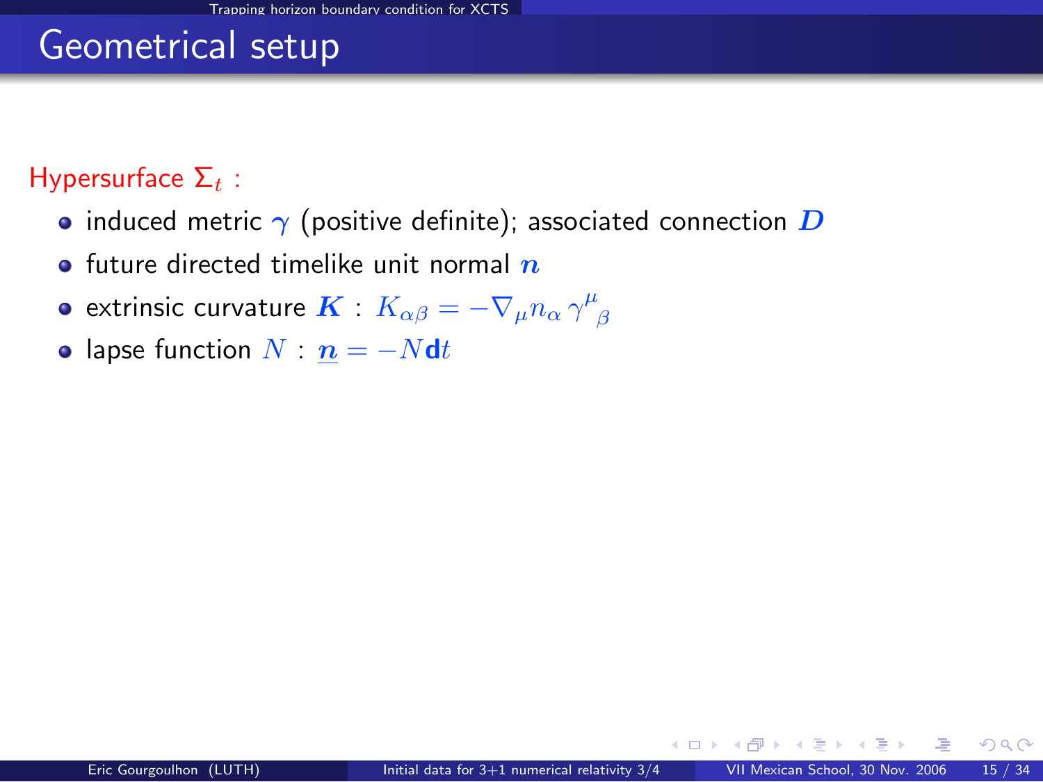# Geometrical setup

Hypersurface $\Sigma_t$ :

- induced metric $\boldsymbol{\gamma}$ (positive definite); associated connection $\boldsymbol{D}$
- future directed timelike unit normal $\boldsymbol{n}$
- extrinsic curvature $\boldsymbol{K}$ : $K_{\alpha\beta} = -\nabla_\mu n_\alpha \, \gamma^\mu{}_\beta$
- lapse function $N$ : $\underline{\boldsymbol{n}} = -N\mathbf{d}t$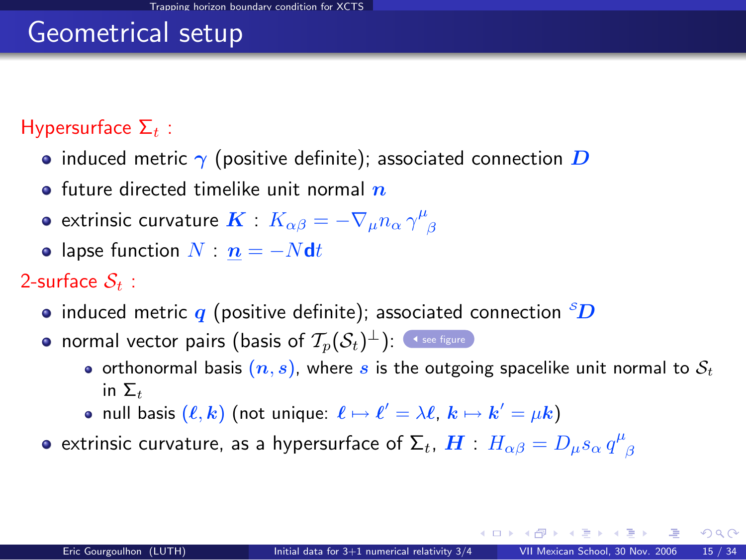# Geometrical setup

Hypersurface $\Sigma_t$ :

- induced metric $\boldsymbol{\gamma}$ (positive definite); associated connection $\boldsymbol{D}$
- future directed timelike unit normal $\boldsymbol{n}$
- extrinsic curvature $\boldsymbol{K}$ : $K_{\alpha\beta} = -\nabla_\mu n_\alpha \, \gamma^\mu{}_\beta$
- lapse function $N$ : $\underline{\boldsymbol{n}} = -N \mathbf{d}t$

2-surface $\mathcal{S}_t$ :

- induced metric $\boldsymbol{q}$ (positive definite); associated connection ${}^S\boldsymbol{D}$
- normal vector pairs (basis of $\mathcal{T}_p(\mathcal{S}_t)^\perp$): see figure
  - orthonormal basis $(\boldsymbol{n}, \boldsymbol{s})$, where $\boldsymbol{s}$ is the outgoing spacelike unit normal to $\mathcal{S}_t$ in $\Sigma_t$
  - null basis $(\boldsymbol{\ell}, \boldsymbol{k})$ (not unique: $\boldsymbol{\ell} \mapsto \boldsymbol{\ell}' = \lambda \boldsymbol{\ell}$, $\boldsymbol{k} \mapsto \boldsymbol{k}' = \mu \boldsymbol{k}$)
- extrinsic curvature, as a hypersurface of $\Sigma_t$, $\boldsymbol{H}$ : $H_{\alpha\beta} = D_\mu s_\alpha \, q^\mu{}_\beta$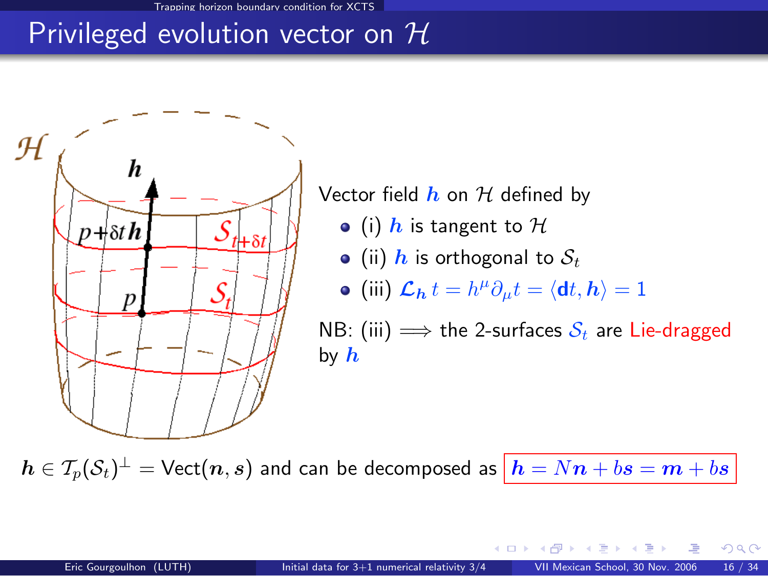# Privileged evolution vector on $\mathcal{H}$

Vector field $\boldsymbol{h}$ on $\mathcal{H}$ defined by

- (i) $\boldsymbol{h}$ is tangent to $\mathcal{H}$
- (ii) $\boldsymbol{h}$ is orthogonal to $\mathcal{S}_t$
- (iii) $\mathcal{L}_{\boldsymbol{h}}\, t = h^\mu \partial_\mu t = \langle \mathbf{d}t, \boldsymbol{h}\rangle = 1$

NB: (iii) $\Longrightarrow$ the 2-surfaces $\mathcal{S}_t$ are Lie-dragged by $\boldsymbol{h}$

$\boldsymbol{h} \in \mathcal{T}_p(\mathcal{S}_t)^\perp = \mathrm{Vect}(\boldsymbol{n}, \boldsymbol{s})$ and can be decomposed as $\boxed{\boldsymbol{h} = N\boldsymbol{n} + b\boldsymbol{s} = \boldsymbol{m} + b\boldsymbol{s}}$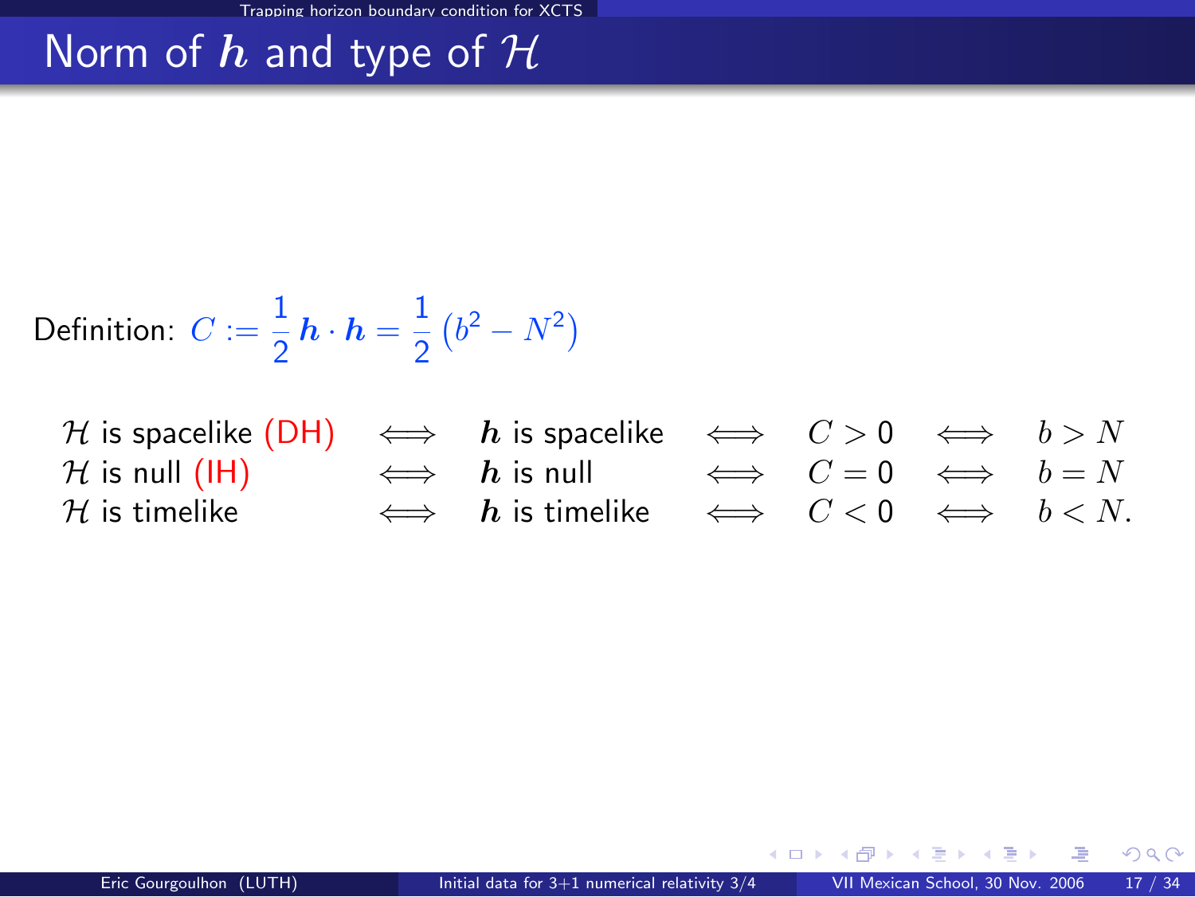# Norm of $\boldsymbol{h}$ and type of $\mathcal{H}$

Definition: $C := \frac{1}{2}\boldsymbol{h}\cdot\boldsymbol{h} = \frac{1}{2}\left(b^2 - N^2\right)$

$$
\begin{array}{lllllll}
\mathcal{H} \text{ is spacelike (DH)} & \iff & \boldsymbol{h} \text{ is spacelike} & \iff & C > 0 & \iff & b > N \\
\mathcal{H} \text{ is null (IH)} & \iff & \boldsymbol{h} \text{ is null} & \iff & C = 0 & \iff & b = N \\
\mathcal{H} \text{ is timelike} & \iff & \boldsymbol{h} \text{ is timelike} & \iff & C < 0 & \iff & b < N.
\end{array}
$$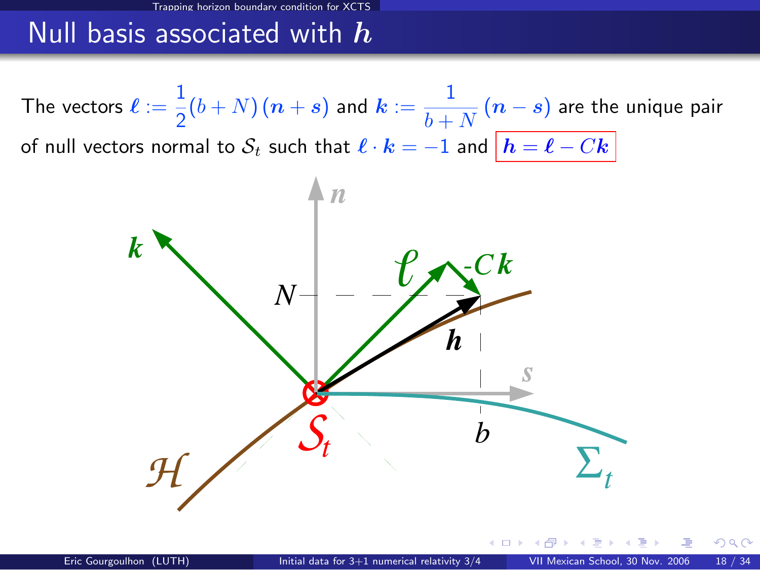# Null basis associated with $\boldsymbol{h}$

The vectors $\boldsymbol{\ell} := \frac{1}{2}(b+N)(\boldsymbol{n}+\boldsymbol{s})$ and $\boldsymbol{k} := \frac{1}{b+N}(\boldsymbol{n}-\boldsymbol{s})$ are the unique pair of null vectors normal to $\mathcal{S}_t$ such that $\boldsymbol{\ell}\cdot\boldsymbol{k} = -1$ and $\boxed{\boldsymbol{h} = \boldsymbol{\ell} - C\boldsymbol{k}}$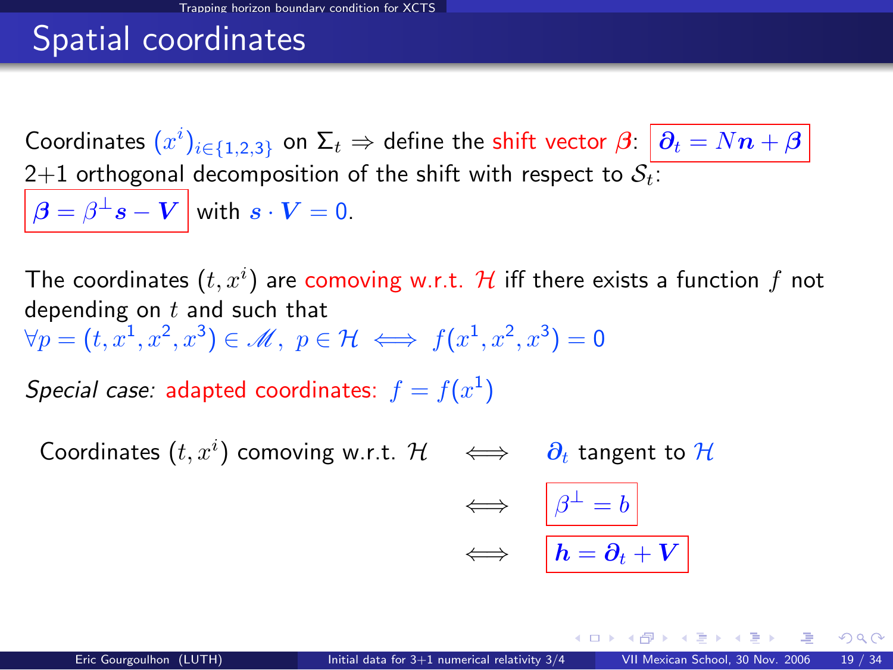# Spatial coordinates

Coordinates $(x^i)_{i\in\{1,2,3\}}$ on $\Sigma_t \Rightarrow$ define the shift vector $\boldsymbol{\beta}$: $\boxed{\boldsymbol{\partial}_t = N\boldsymbol{n} + \boldsymbol{\beta}}$

2+1 orthogonal decomposition of the shift with respect to $\mathcal{S}_t$:

$\boxed{\boldsymbol{\beta} = \beta^{\perp}\boldsymbol{s} - \boldsymbol{V}}$ with $\boldsymbol{s}\cdot\boldsymbol{V} = 0$.

The coordinates $(t, x^i)$ are comoving w.r.t. $\mathcal{H}$ iff there exists a function $f$ not depending on $t$ and such that

$\forall p = (t, x^1, x^2, x^3) \in \mathscr{M},\ p \in \mathcal{H} \iff f(x^1, x^2, x^3) = 0$

*Special case:* adapted coordinates: $f = f(x^1)$

$$
\begin{aligned}
\text{Coordinates } (t, x^i) \text{ comoving w.r.t. } \mathcal{H} \quad &\iff \quad \boldsymbol{\partial}_t \text{ tangent to } \mathcal{H} \\
&\iff \quad \boxed{\beta^{\perp} = b} \\
&\iff \quad \boxed{\boldsymbol{h} = \boldsymbol{\partial}_t + \boldsymbol{V}}
\end{aligned}
$$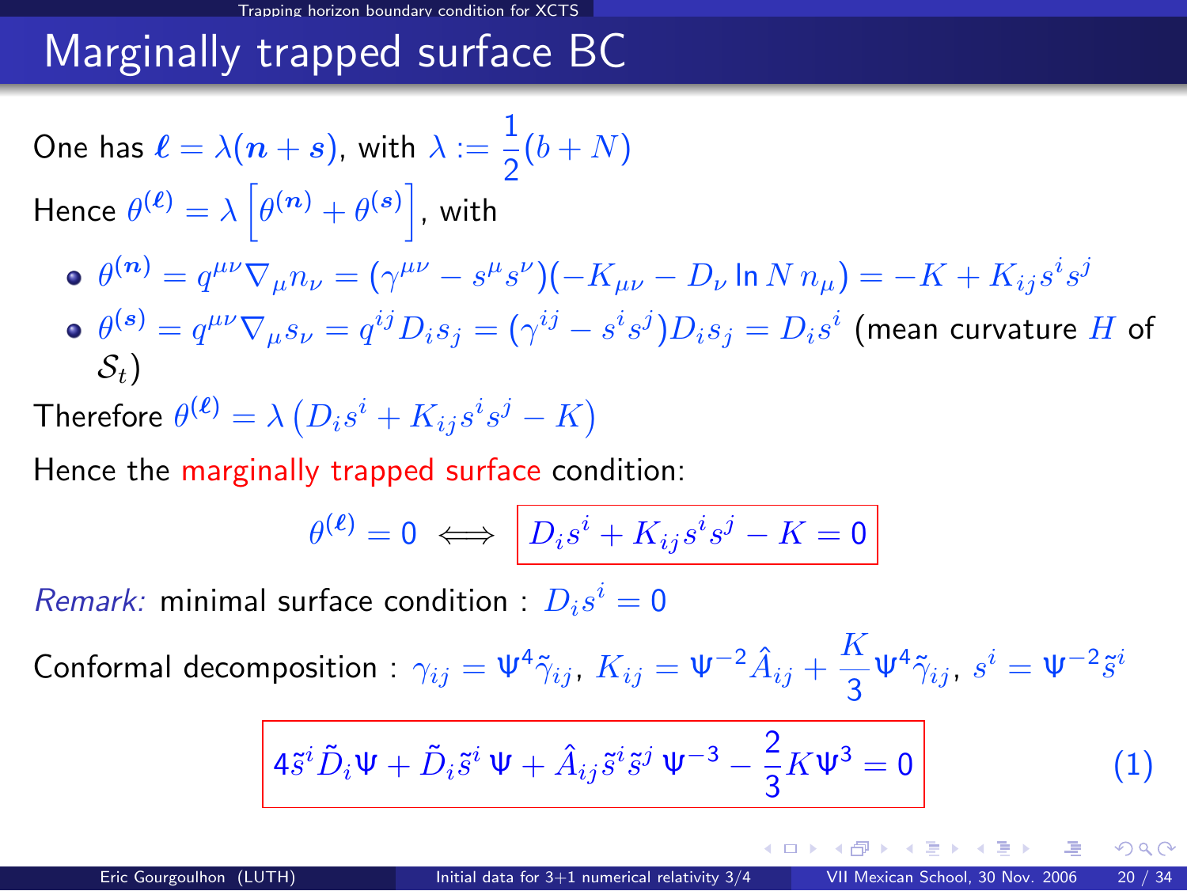# Marginally trapped surface BC

One has $\boldsymbol{\ell} = \lambda(\boldsymbol{n} + \boldsymbol{s})$, with $\lambda := \frac{1}{2}(b + N)$

Hence $\theta^{(\boldsymbol{\ell})} = \lambda \left[ \theta^{(\boldsymbol{n})} + \theta^{(\boldsymbol{s})} \right]$, with

- $\theta^{(\boldsymbol{n})} = q^{\mu\nu} \nabla_\mu n_\nu = (\gamma^{\mu\nu} - s^\mu s^\nu)(-K_{\mu\nu} - D_\nu \ln N \, n_\mu) = -K + K_{ij} s^i s^j$
- $\theta^{(\boldsymbol{s})} = q^{\mu\nu} \nabla_\mu s_\nu = q^{ij} D_i s_j = (\gamma^{ij} - s^i s^j) D_i s_j = D_i s^i$ (mean curvature $H$ of $\mathcal{S}_t$)

Therefore $\theta^{(\boldsymbol{\ell})} = \lambda \left( D_i s^i + K_{ij} s^i s^j - K \right)$

Hence the marginally trapped surface condition:

$$\theta^{(\boldsymbol{\ell})} = 0 \iff \boxed{D_i s^i + K_{ij} s^i s^j - K = 0}$$

*Remark:* minimal surface condition : $D_i s^i = 0$

Conformal decomposition : $\gamma_{ij} = \Psi^4 \tilde{\gamma}_{ij}$, $K_{ij} = \Psi^{-2} \hat{A}_{ij} + \frac{K}{3} \Psi^4 \tilde{\gamma}_{ij}$, $s^i = \Psi^{-2} \tilde{s}^i$

$$\boxed{4 \tilde{s}^i \tilde{D}_i \Psi + \tilde{D}_i \tilde{s}^i \, \Psi + \hat{A}_{ij} \tilde{s}^i \tilde{s}^j \, \Psi^{-3} - \frac{2}{3} K \Psi^3 = 0} \qquad (1)$$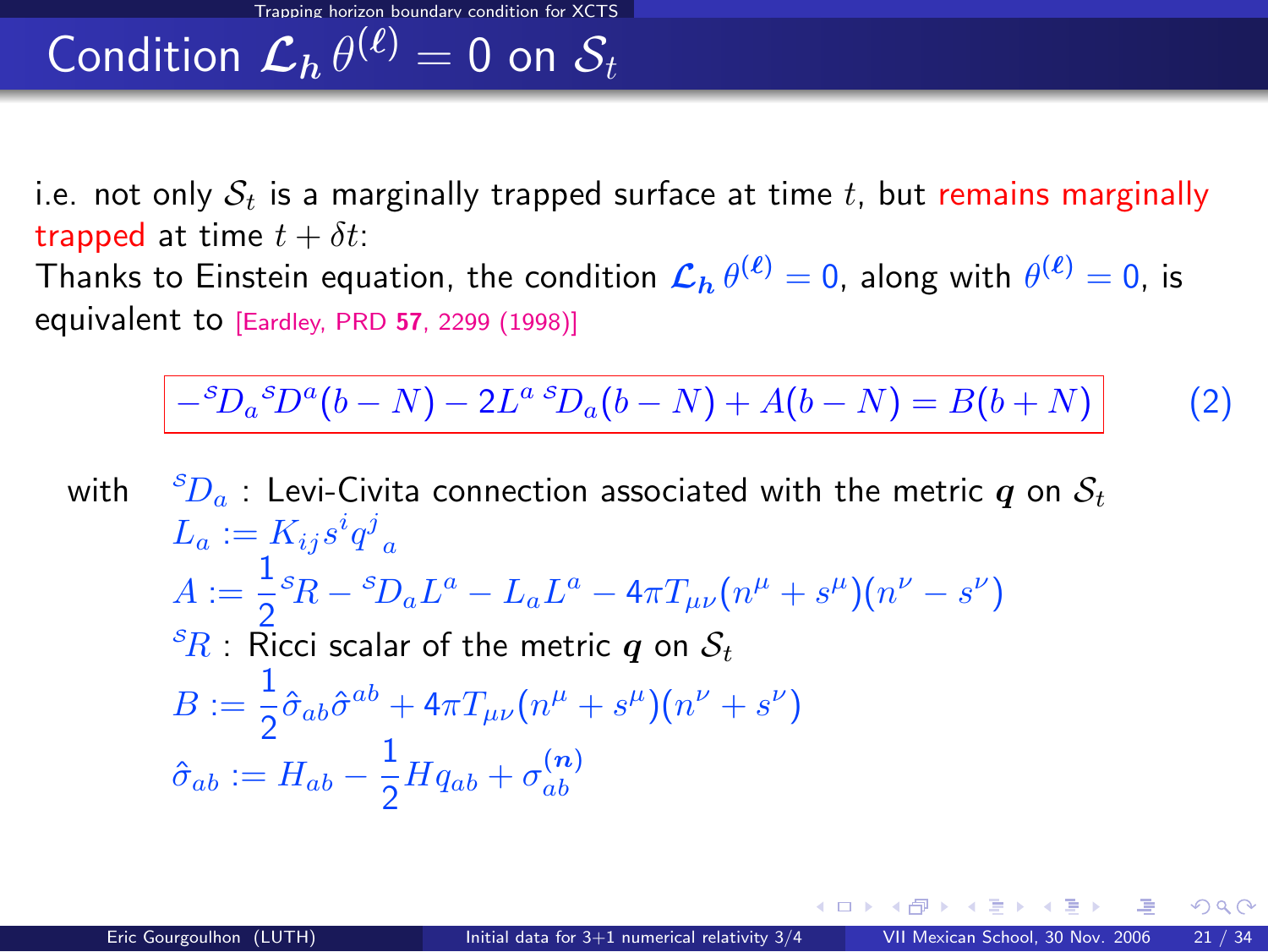# Condition $\mathcal{L}_{\boldsymbol{h}}\, \theta^{(\boldsymbol{\ell})} = 0$ on $\mathcal{S}_t$

i.e. not only $\mathcal{S}_t$ is a marginally trapped surface at time $t$, but remains marginally trapped at time $t + \delta t$:

Thanks to Einstein equation, the condition $\mathcal{L}_{\boldsymbol{h}}\, \theta^{(\boldsymbol{\ell})} = 0$, along with $\theta^{(\boldsymbol{\ell})} = 0$, is equivalent to [Eardley, PRD **57**, 2299 (1998)]

$$
\boxed{-{}^{S}\!D_a {}^{S}\!D^a (b - N) - 2L^a\, {}^{S}\!D_a (b - N) + A(b - N) = B(b + N)} \qquad (2)
$$

with

- ${}^{S}\!D_a$ : Levi-Civita connection associated with the metric $\boldsymbol{q}$ on $\mathcal{S}_t$
- $L_a := K_{ij} s^i q^j{}_a$
- $A := \frac{1}{2} {}^{S}\!R - {}^{S}\!D_a L^a - L_a L^a - 4\pi T_{\mu\nu}(n^\mu + s^\mu)(n^\nu - s^\nu)$
- ${}^{S}\!R$ : Ricci scalar of the metric $\boldsymbol{q}$ on $\mathcal{S}_t$
- $B := \frac{1}{2} \hat{\sigma}_{ab} \hat{\sigma}^{ab} + 4\pi T_{\mu\nu}(n^\mu + s^\mu)(n^\nu + s^\nu)$
- $\hat{\sigma}_{ab} := H_{ab} - \frac{1}{2} H q_{ab} + \sigma^{(\boldsymbol{n})}_{ab}$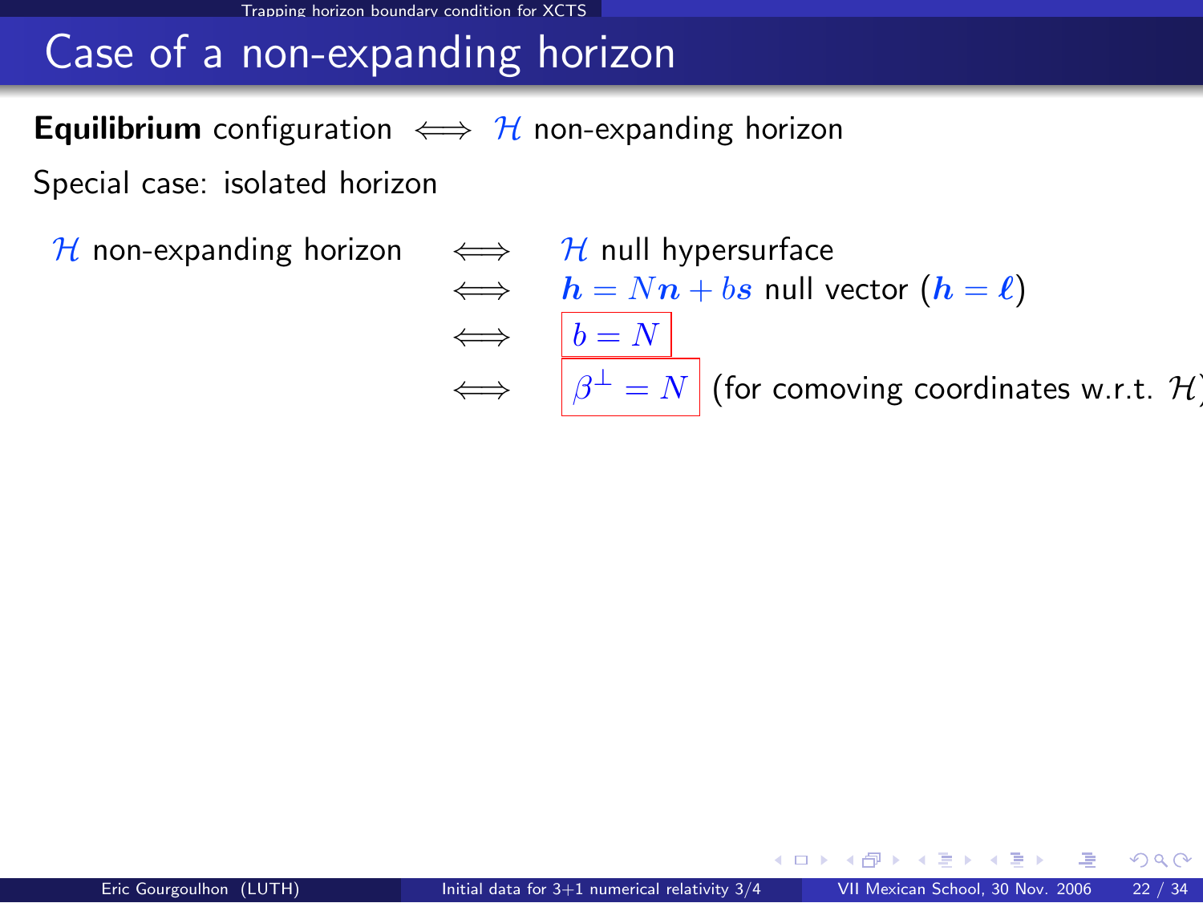# Case of a non-expanding horizon

**Equilibrium** configuration $\iff$ $\mathcal{H}$ non-expanding horizon

Special case: isolated horizon

$\mathcal{H}$ non-expanding horizon $\iff$ $\mathcal{H}$ null hypersurface

$\iff$ $\boldsymbol{h} = N\boldsymbol{n} + b\boldsymbol{s}$ null vector ($\boldsymbol{h} = \boldsymbol{\ell}$)

$\iff$ $\boxed{b = N}$

$\iff$ $\boxed{\beta^{\perp} = N}$ (for comoving coordinates w.r.t. $\mathcal{H}$)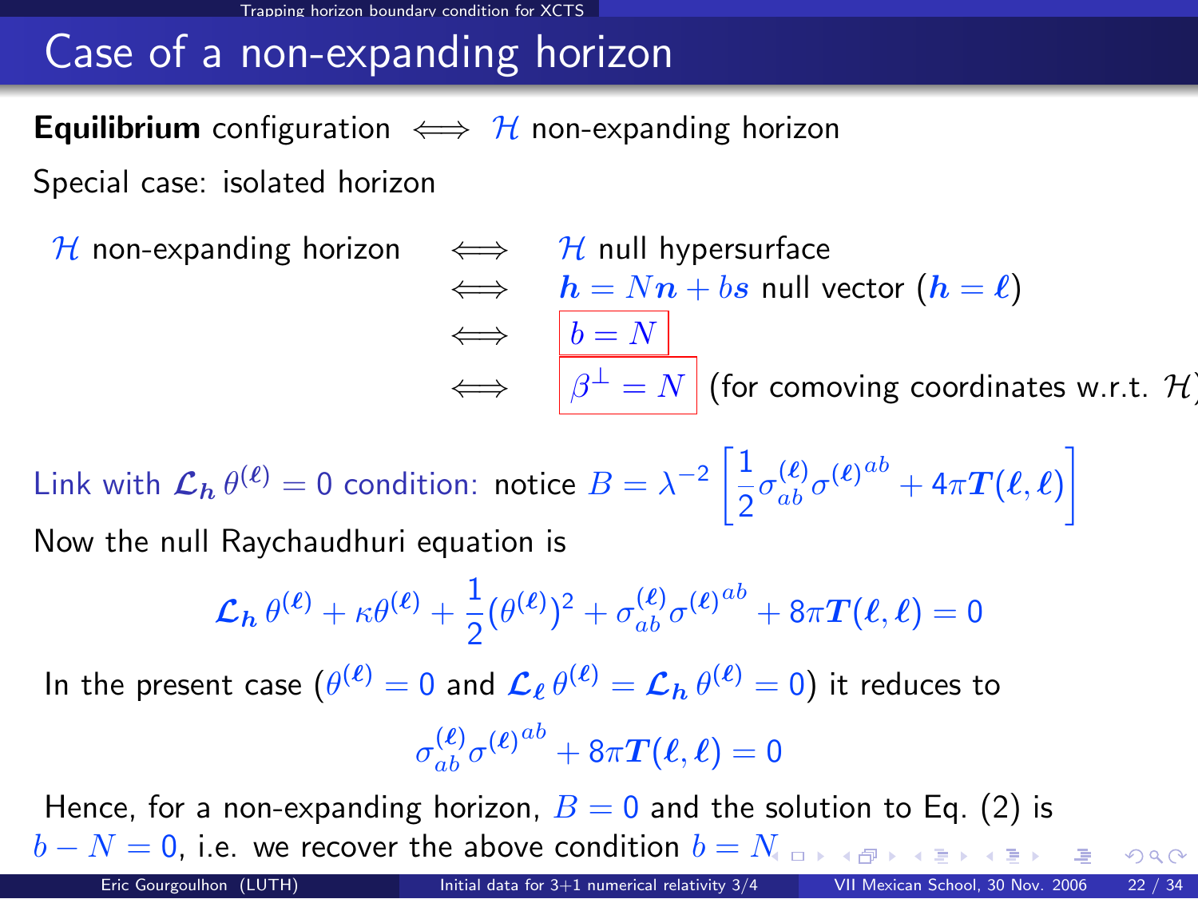## Case of a non-expanding horizon

**Equilibrium** configuration $\iff$ $\mathcal{H}$ non-expanding horizon

Special case: isolated horizon

$$
\begin{aligned}
\mathcal{H} \text{ non-expanding horizon} \quad &\iff \quad \mathcal{H} \text{ null hypersurface} \\
&\iff \quad \boldsymbol{h} = N\boldsymbol{n} + b\boldsymbol{s} \text{ null vector } (\boldsymbol{h} = \boldsymbol{\ell}) \\
&\iff \quad \boxed{b = N} \\
&\iff \quad \boxed{\beta^{\perp} = N} \text{ (for comoving coordinates w.r.t. } \mathcal{H})
\end{aligned}
$$

Link with $\mathcal{L}_{\boldsymbol{h}}\, \theta^{(\boldsymbol{\ell})} = 0$ condition: notice $B = \lambda^{-2}\left[\frac{1}{2}\sigma^{(\boldsymbol{\ell})}_{ab}\sigma^{(\boldsymbol{\ell})\,ab} + 4\pi \boldsymbol{T}(\boldsymbol{\ell},\boldsymbol{\ell})\right]$

Now the null Raychaudhuri equation is

$$
\mathcal{L}_{\boldsymbol{h}}\, \theta^{(\boldsymbol{\ell})} + \kappa\theta^{(\boldsymbol{\ell})} + \frac{1}{2}(\theta^{(\boldsymbol{\ell})})^2 + \sigma^{(\boldsymbol{\ell})}_{ab}\sigma^{(\boldsymbol{\ell})\,ab} + 8\pi \boldsymbol{T}(\boldsymbol{\ell},\boldsymbol{\ell}) = 0
$$

In the present case ($\theta^{(\boldsymbol{\ell})} = 0$ and $\mathcal{L}_{\boldsymbol{\ell}}\, \theta^{(\boldsymbol{\ell})} = \mathcal{L}_{\boldsymbol{h}}\, \theta^{(\boldsymbol{\ell})} = 0$) it reduces to

$$
\sigma^{(\boldsymbol{\ell})}_{ab}\sigma^{(\boldsymbol{\ell})\,ab} + 8\pi \boldsymbol{T}(\boldsymbol{\ell},\boldsymbol{\ell}) = 0
$$

Hence, for a non-expanding horizon, $B = 0$ and the solution to Eq. (2) is $b - N = 0$, i.e. we recover the above condition $b = N$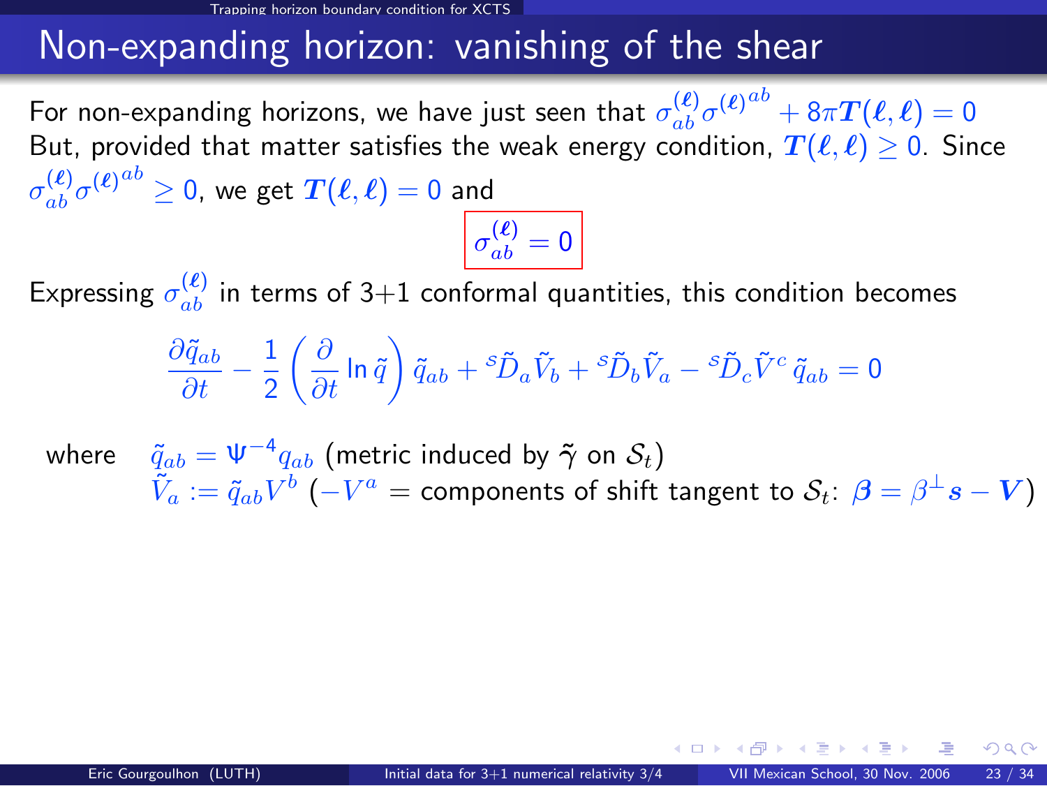# Non-expanding horizon: vanishing of the shear

For non-expanding horizons, we have just seen that $\sigma^{(\boldsymbol{\ell})}_{ab}\sigma^{(\boldsymbol{\ell})\,ab} + 8\pi \boldsymbol{T}(\boldsymbol{\ell},\boldsymbol{\ell}) = 0$
But, provided that matter satisfies the weak energy condition, $\boldsymbol{T}(\boldsymbol{\ell},\boldsymbol{\ell}) \geq 0$. Since $\sigma^{(\boldsymbol{\ell})}_{ab}\sigma^{(\boldsymbol{\ell})\,ab} \geq 0$, we get $\boldsymbol{T}(\boldsymbol{\ell},\boldsymbol{\ell}) = 0$ and

$$\boxed{\sigma^{(\boldsymbol{\ell})}_{ab} = 0}$$

Expressing $\sigma^{(\boldsymbol{\ell})}_{ab}$ in terms of 3+1 conformal quantities, this condition becomes

$$\frac{\partial \tilde{q}_{ab}}{\partial t} - \frac{1}{2}\left(\frac{\partial}{\partial t}\ln\tilde{q}\right)\tilde{q}_{ab} + {}^{S}\tilde{D}_a\tilde{V}_b + {}^{S}\tilde{D}_b\tilde{V}_a - {}^{S}\tilde{D}_c\tilde{V}^c\,\tilde{q}_{ab} = 0$$

where $\tilde{q}_{ab} = \Psi^{-4} q_{ab}$ (metric induced by $\tilde{\boldsymbol{\gamma}}$ on $\mathcal{S}_t$)
$\tilde{V}_a := \tilde{q}_{ab}V^b$ ($-V^a$ = components of shift tangent to $\mathcal{S}_t$: $\boldsymbol{\beta} = \beta^{\perp}\boldsymbol{s} - \boldsymbol{V}$)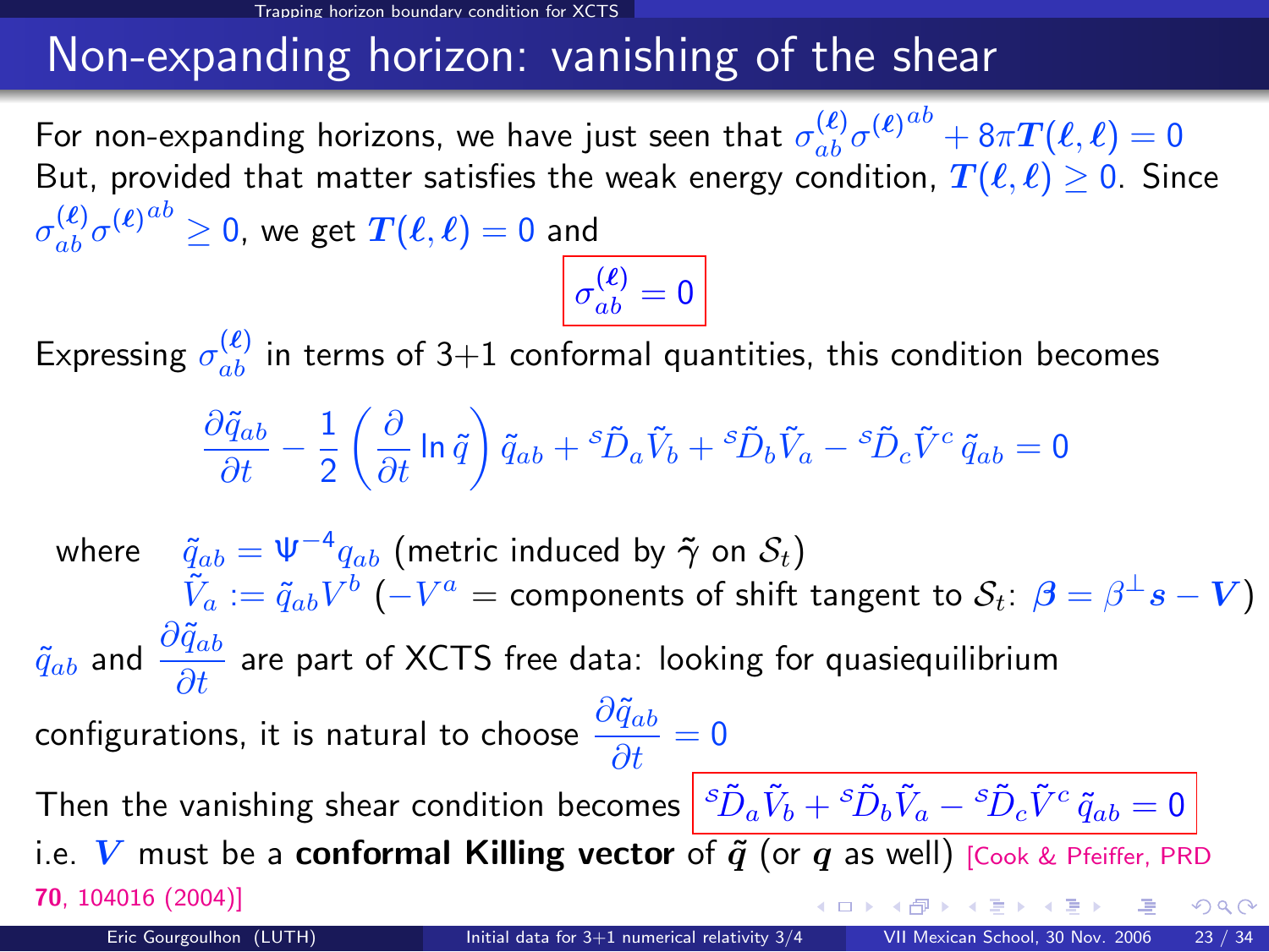# Non-expanding horizon: vanishing of the shear

For non-expanding horizons, we have just seen that $\sigma^{(\ell)}_{ab}\sigma^{(\ell)\,ab} + 8\pi \boldsymbol{T}(\boldsymbol{\ell},\boldsymbol{\ell}) = 0$
But, provided that matter satisfies the weak energy condition, $\boldsymbol{T}(\boldsymbol{\ell},\boldsymbol{\ell}) \geq 0$. Since $\sigma^{(\ell)}_{ab}\sigma^{(\ell)\,ab} \geq 0$, we get $\boldsymbol{T}(\boldsymbol{\ell},\boldsymbol{\ell}) = 0$ and

$$\boxed{\sigma^{(\ell)}_{ab} = 0}$$

Expressing $\sigma^{(\ell)}_{ab}$ in terms of 3+1 conformal quantities, this condition becomes

$$\frac{\partial \tilde{q}_{ab}}{\partial t} - \frac{1}{2}\left(\frac{\partial}{\partial t}\ln\tilde{q}\right)\tilde{q}_{ab} + {}^{S}\tilde{D}_a\tilde{V}_b + {}^{S}\tilde{D}_b\tilde{V}_a - {}^{S}\tilde{D}_c\tilde{V}^c\,\tilde{q}_{ab} = 0$$

where $\tilde{q}_{ab} = \Psi^{-4} q_{ab}$ (metric induced by $\tilde{\gamma}$ on $\mathcal{S}_t$)
$\tilde{V}_a := \tilde{q}_{ab}V^b$ ($-V^a$ = components of shift tangent to $\mathcal{S}_t$: $\boldsymbol{\beta} = \beta^{\perp}\boldsymbol{s} - \boldsymbol{V}$)

$\tilde{q}_{ab}$ and $\dfrac{\partial \tilde{q}_{ab}}{\partial t}$ are part of XCTS free data: looking for quasiequilibrium configurations, it is natural to choose $\dfrac{\partial \tilde{q}_{ab}}{\partial t} = 0$

Then the vanishing shear condition becomes $\boxed{{}^{S}\tilde{D}_a\tilde{V}_b + {}^{S}\tilde{D}_b\tilde{V}_a - {}^{S}\tilde{D}_c\tilde{V}^c\,\tilde{q}_{ab} = 0}$
i.e. $\boldsymbol{V}$ must be a **conformal Killing vector** of $\tilde{\boldsymbol{q}}$ (or $\boldsymbol{q}$ as well) [Cook & Pfeiffer, PRD **70**, 104016 (2004)]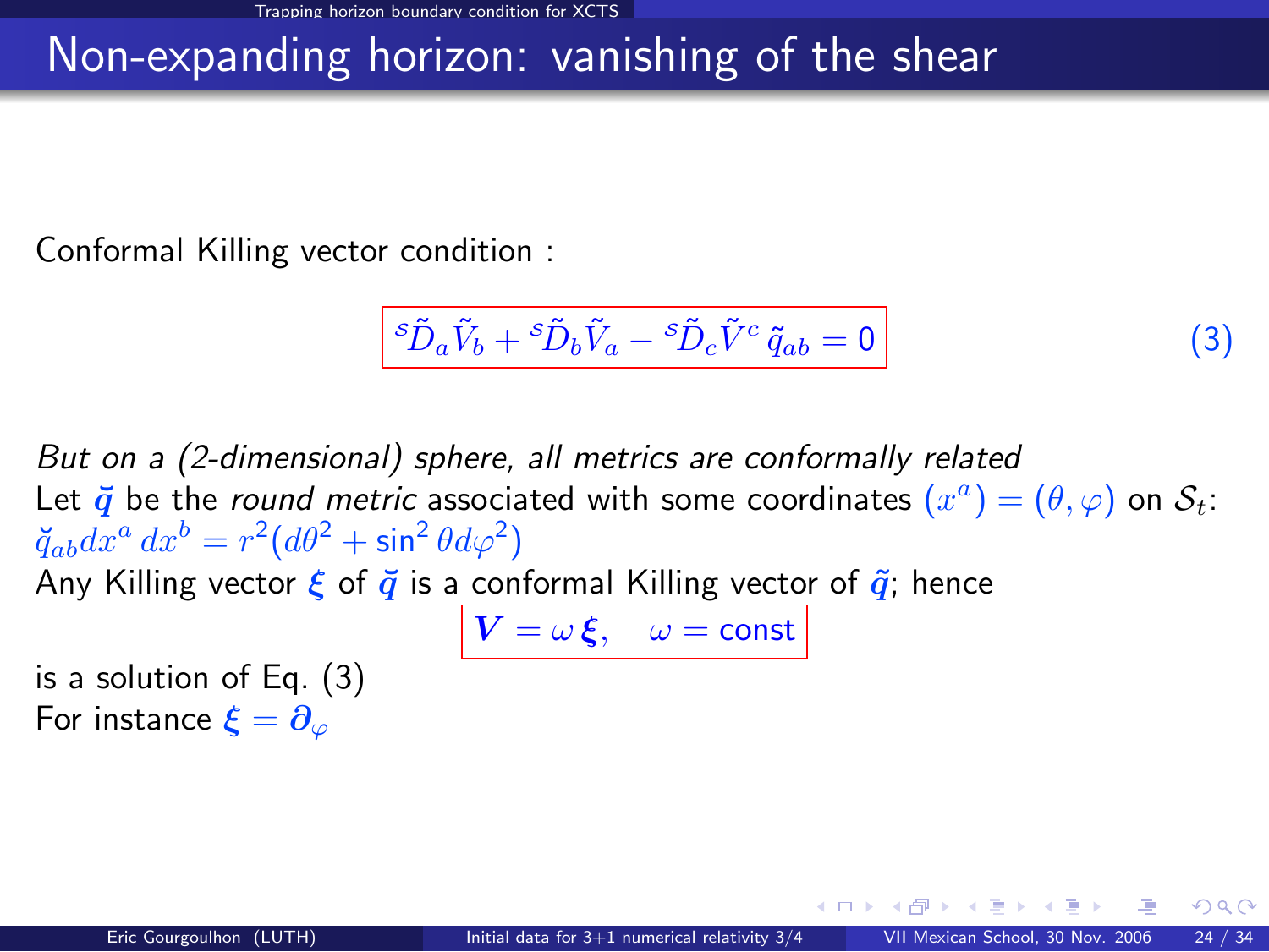# Non-expanding horizon: vanishing of the shear

Conformal Killing vector condition :

$$\boxed{{}^s\tilde{D}_a \tilde{V}_b + {}^s\tilde{D}_b \tilde{V}_a - {}^s\tilde{D}_c \tilde{V}^c \, \tilde{q}_{ab} = 0} \qquad (3)$$

*But on a (2-dimensional) sphere, all metrics are conformally related*

Let $\breve{\boldsymbol{q}}$ be the *round metric* associated with some coordinates $(x^a) = (\theta, \varphi)$ on $\mathcal{S}_t$: $\breve{q}_{ab} dx^a \, dx^b = r^2 (d\theta^2 + \sin^2\theta d\varphi^2)$

Any Killing vector $\boldsymbol{\xi}$ of $\breve{\boldsymbol{q}}$ is a conformal Killing vector of $\tilde{\boldsymbol{q}}$; hence

$$\boxed{\boldsymbol{V} = \omega \, \boldsymbol{\xi}, \quad \omega = \text{const}}$$

is a solution of Eq. (3)

For instance $\boldsymbol{\xi} = \boldsymbol{\partial}_\varphi$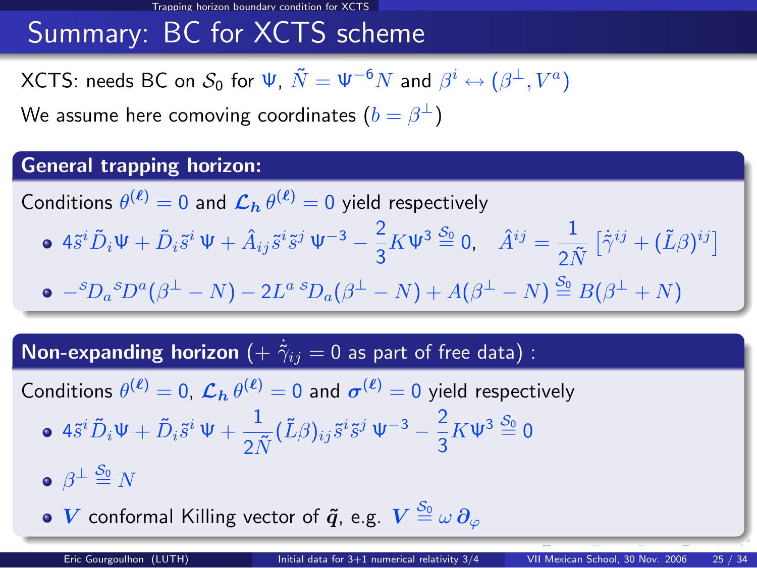# Summary: BC for XCTS scheme

XCTS: needs BC on $\mathcal{S}_0$ for $\Psi$, $\tilde{N} = \Psi^{-6} N$ and $\beta^i \leftrightarrow (\beta^\perp, V^a)$

We assume here comoving coordinates ($b = \beta^\perp$)

## General trapping horizon:

Conditions $\theta^{(\boldsymbol{\ell})} = 0$ and $\boldsymbol{\mathcal{L}_h}\, \theta^{(\boldsymbol{\ell})} = 0$ yield respectively

- $4\tilde{s}^i \tilde{D}_i \Psi + \tilde{D}_i \tilde{s}^i\, \Psi + \hat{A}_{ij} \tilde{s}^i \tilde{s}^j\, \Psi^{-3} - \frac{2}{3} K \Psi^3 \stackrel{\mathcal{S}_0}{=} 0, \quad \hat{A}^{ij} = \frac{1}{2\tilde{N}} \left[ \dot{\tilde{\gamma}}^{ij} + (\tilde{L}\beta)^{ij} \right]$
- $-{}^{S}D_a\, {}^{S}D^a (\beta^\perp - N) - 2L^a\, {}^{S}D_a (\beta^\perp - N) + A(\beta^\perp - N) \stackrel{\mathcal{S}_0}{=} B(\beta^\perp + N)$

## Non-expanding horizon ($+\ \dot{\tilde{\gamma}}_{ij} = 0$ as part of free data) :

Conditions $\theta^{(\boldsymbol{\ell})} = 0$, $\boldsymbol{\mathcal{L}_h}\, \theta^{(\boldsymbol{\ell})} = 0$ and $\boldsymbol{\sigma}^{(\boldsymbol{\ell})} = 0$ yield respectively

- $4\tilde{s}^i \tilde{D}_i \Psi + \tilde{D}_i \tilde{s}^i\, \Psi + \frac{1}{2\tilde{N}} (\tilde{L}\beta)_{ij} \tilde{s}^i \tilde{s}^j\, \Psi^{-3} - \frac{2}{3} K \Psi^3 \stackrel{\mathcal{S}_0}{=} 0$
- $\beta^\perp \stackrel{\mathcal{S}_0}{=} N$
- $\boldsymbol{V}$ conformal Killing vector of $\tilde{\boldsymbol{q}}$, e.g. $\boldsymbol{V} \stackrel{\mathcal{S}_0}{=} \omega\, \boldsymbol{\partial}_\varphi$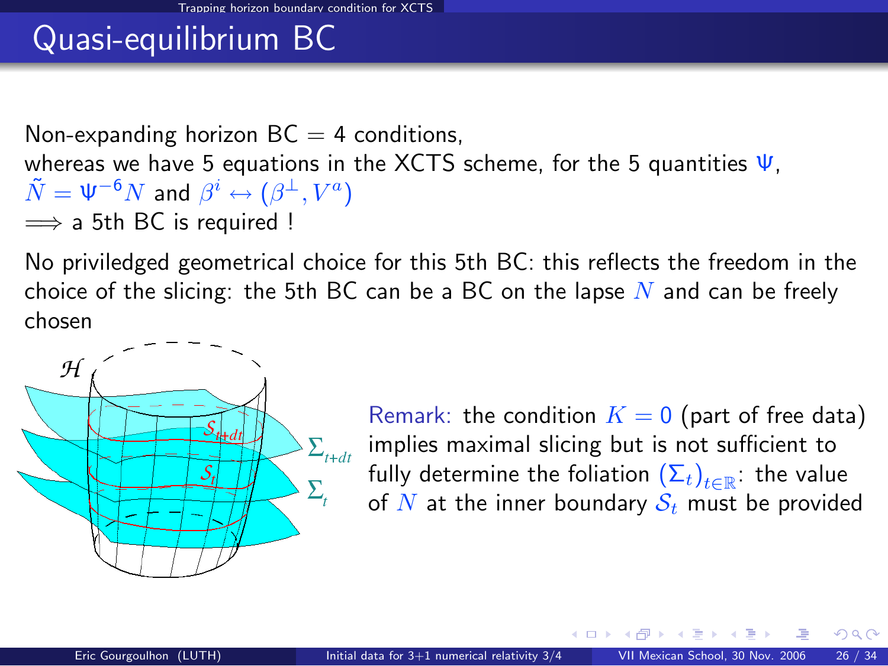# Quasi-equilibrium BC

Non-expanding horizon BC = 4 conditions,
whereas we have 5 equations in the XCTS scheme, for the 5 quantities $\Psi$, $\tilde{N} = \Psi^{-6} N$ and $\beta^i \leftrightarrow (\beta^\perp, V^a)$
$\Longrightarrow$ a 5th BC is required !

No priviledged geometrical choice for this 5th BC: this reflects the freedom in the choice of the slicing: the 5th BC can be a BC on the lapse $N$ and can be freely chosen

Remark: the condition $K = 0$ (part of free data) implies maximal slicing but is not sufficient to fully determine the foliation $(\Sigma_t)_{t\in\mathbb{R}}$: the value of $N$ at the inner boundary $\mathcal{S}_t$ must be provided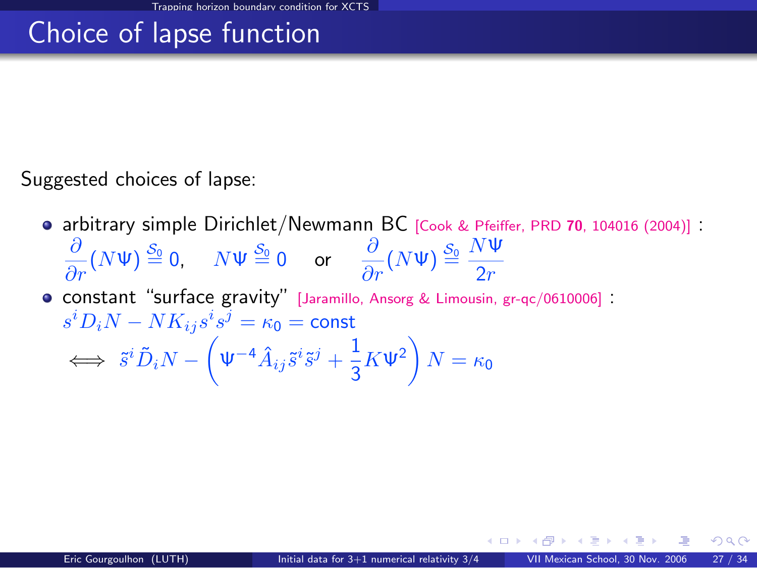# Choice of lapse function

Suggested choices of lapse:

- arbitrary simple Dirichlet/Newmann BC [Cook & Pfeiffer, PRD **70**, 104016 (2004)] :

$$\frac{\partial}{\partial r}(N\Psi) \overset{\mathcal{S}_0}{=} 0, \quad N\Psi \overset{\mathcal{S}_0}{=} 0 \quad \text{or} \quad \frac{\partial}{\partial r}(N\Psi) \overset{\mathcal{S}_0}{=} \frac{N\Psi}{2r}$$

- constant "surface gravity" [Jaramillo, Ansorg & Limousin, gr-qc/0610006] :

$$s^i D_i N - N K_{ij} s^i s^j = \kappa_0 = \text{const}$$

$$\iff \tilde{s}^i \tilde{D}_i N - \left( \Psi^{-4} \hat{A}_{ij} \tilde{s}^i \tilde{s}^j + \frac{1}{3} K \Psi^2 \right) N = \kappa_0$$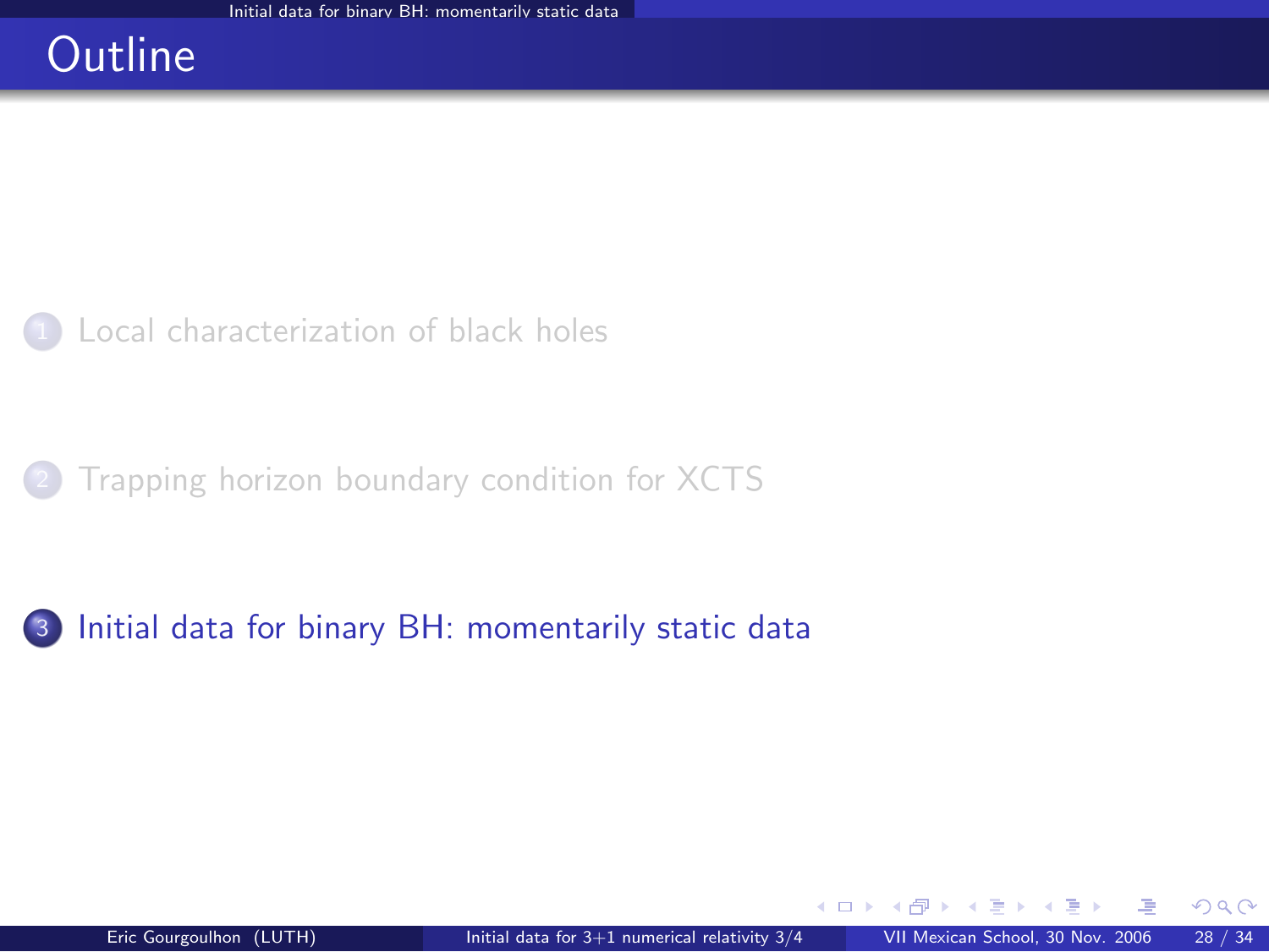# Outline

1. Local characterization of black holes

2. Trapping horizon boundary condition for XCTS

3. Initial data for binary BH: momentarily static data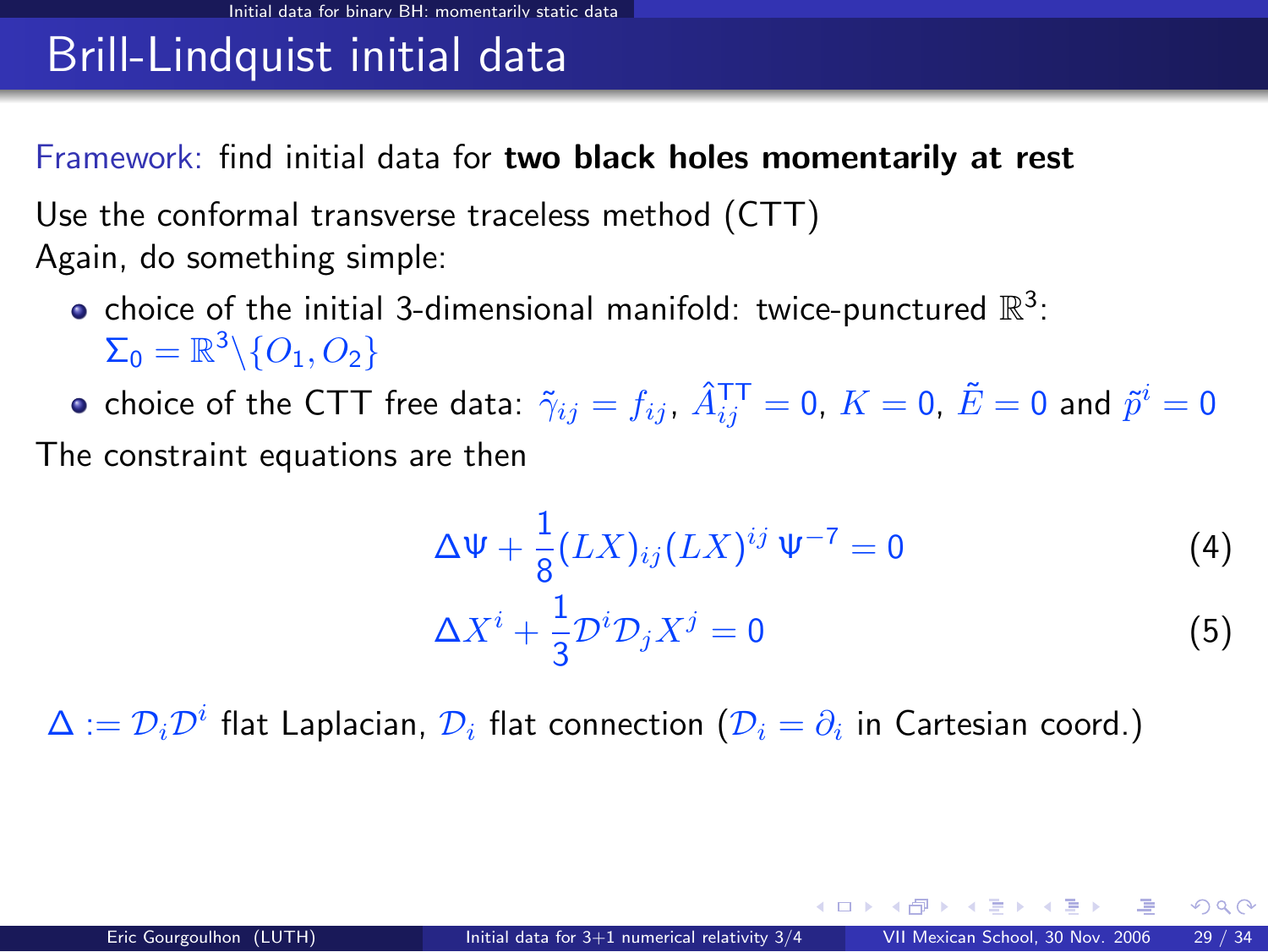# Brill-Lindquist initial data

Framework: find initial data for **two black holes momentarily at rest**

Use the conformal transverse traceless method (CTT)
Again, do something simple:

- choice of the initial 3-dimensional manifold: twice-punctured $\mathbb{R}^3$: $\Sigma_0 = \mathbb{R}^3 \backslash \{O_1, O_2\}$
- choice of the CTT free data: $\tilde{\gamma}_{ij} = f_{ij}$, $\hat{A}^{\text{TT}}_{ij} = 0$, $K = 0$, $\tilde{E} = 0$ and $\tilde{p}^i = 0$

The constraint equations are then

$$\Delta \Psi + \frac{1}{8}(LX)_{ij}(LX)^{ij}\,\Psi^{-7} = 0 \tag{4}$$

$$\Delta X^i + \frac{1}{3}\mathcal{D}^i\mathcal{D}_j X^j = 0 \tag{5}$$

$\Delta := \mathcal{D}_i\mathcal{D}^i$ flat Laplacian, $\mathcal{D}_i$ flat connection ($\mathcal{D}_i = \partial_i$ in Cartesian coord.)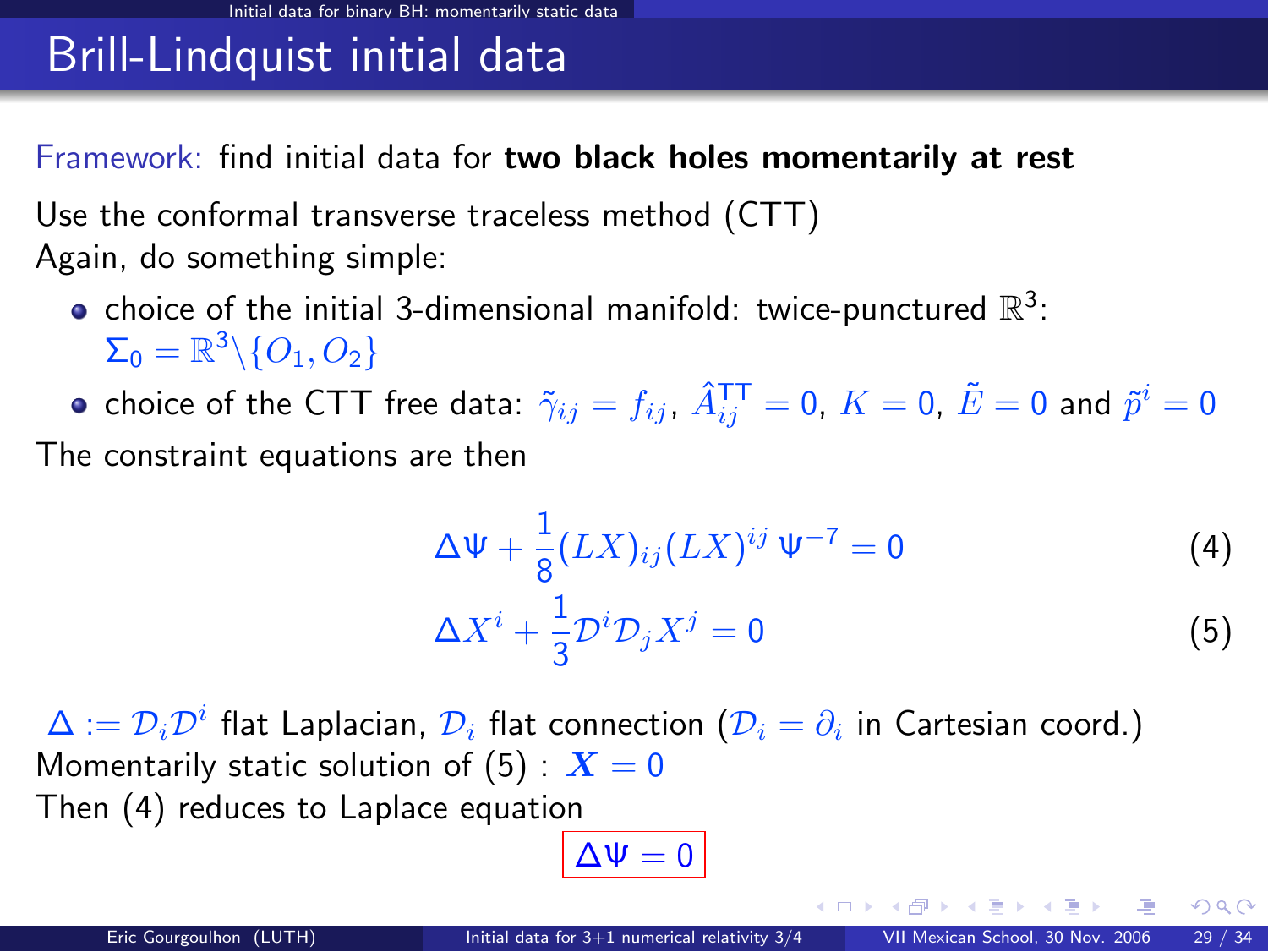# Brill-Lindquist initial data

Framework: find initial data for **two black holes momentarily at rest**

Use the conformal transverse traceless method (CTT)
Again, do something simple:

- choice of the initial 3-dimensional manifold: twice-punctured $\mathbb{R}^3$: $\Sigma_0 = \mathbb{R}^3 \backslash \{O_1, O_2\}$
- choice of the CTT free data: $\tilde{\gamma}_{ij} = f_{ij}$, $\hat{A}^{\rm TT}_{ij} = 0$, $K = 0$, $\tilde{E} = 0$ and $\tilde{p}^i = 0$

The constraint equations are then

$$\Delta \Psi + \frac{1}{8} (LX)_{ij} (LX)^{ij} \, \Psi^{-7} = 0 \qquad (4)$$

$$\Delta X^i + \frac{1}{3} \mathcal{D}^i \mathcal{D}_j X^j = 0 \qquad (5)$$

$\Delta := \mathcal{D}_i \mathcal{D}^i$ flat Laplacian, $\mathcal{D}_i$ flat connection ($\mathcal{D}_i = \partial_i$ in Cartesian coord.)
Momentarily static solution of (5) : $\boldsymbol{X} = 0$
Then (4) reduces to Laplace equation

$$\boxed{\Delta \Psi = 0}$$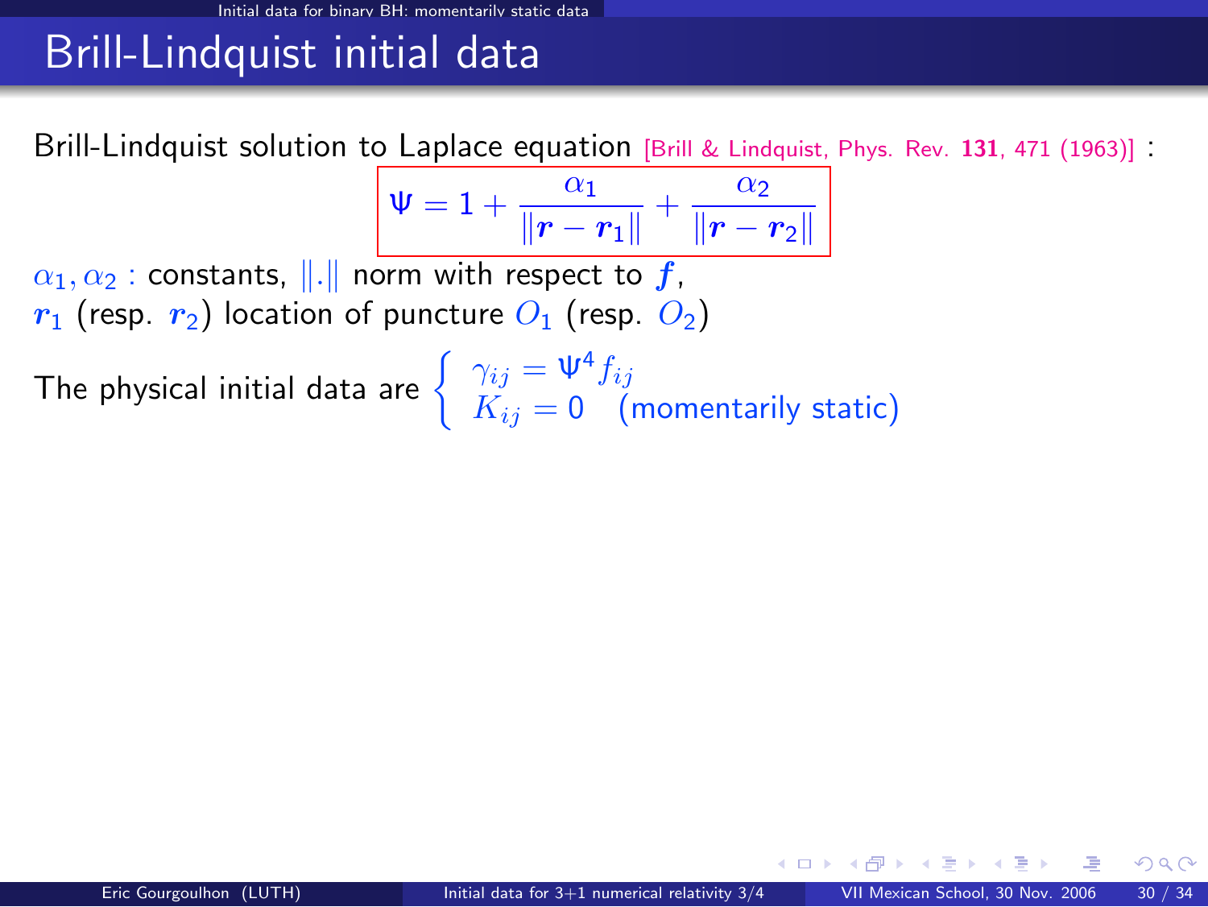# Brill-Lindquist initial data

Brill-Lindquist solution to Laplace equation [Brill & Lindquist, Phys. Rev. **131**, 471 (1963)] :

$$\Psi = 1 + \frac{\alpha_1}{\|\boldsymbol{r} - \boldsymbol{r}_1\|} + \frac{\alpha_2}{\|\boldsymbol{r} - \boldsymbol{r}_2\|}$$

$\alpha_1, \alpha_2$ : constants, $\|.\|$ norm with respect to $\boldsymbol{f}$,
$\boldsymbol{r}_1$ (resp. $\boldsymbol{r}_2$) location of puncture $O_1$ (resp. $O_2$)

The physical initial data are $\begin{cases} \gamma_{ij} = \Psi^4 f_{ij} \\ K_{ij} = 0 \quad \text{(momentarily static)} \end{cases}$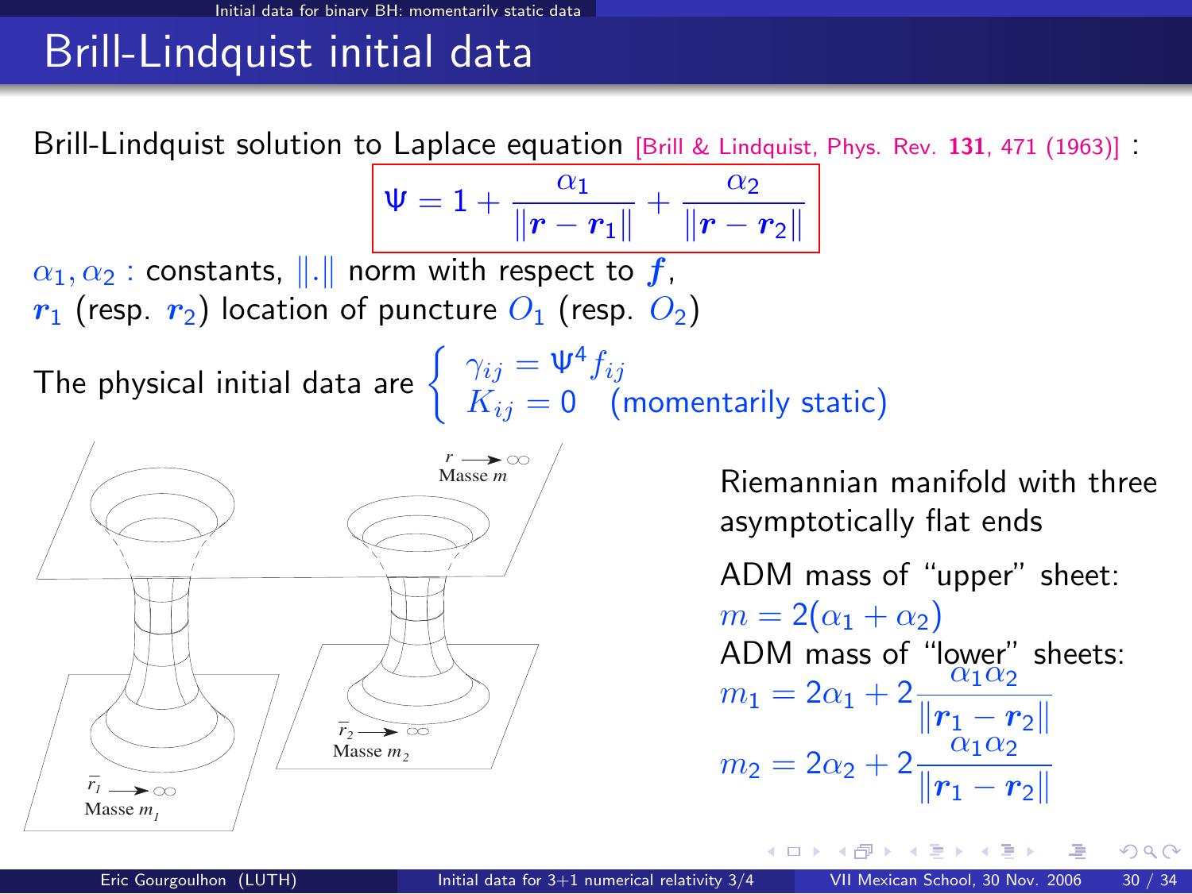# Brill-Lindquist initial data

Brill-Lindquist solution to Laplace equation [Brill & Lindquist, Phys. Rev. **131**, 471 (1963)] :

$$\Psi = 1 + \frac{\alpha_1}{\|\boldsymbol{r} - \boldsymbol{r}_1\|} + \frac{\alpha_2}{\|\boldsymbol{r} - \boldsymbol{r}_2\|}$$

$\alpha_1, \alpha_2$ : constants, $\|.\|$ norm with respect to $\boldsymbol{f}$,
$\boldsymbol{r}_1$ (resp. $\boldsymbol{r}_2$) location of puncture $O_1$ (resp. $O_2$)

The physical initial data are $\begin{cases} \gamma_{ij} = \Psi^4 f_{ij} \\ K_{ij} = 0 \quad \text{(momentarily static)} \end{cases}$

$r \to \infty$ Masse $m$

$\bar{r}_2 \to \infty$ Masse $m_2$

$\bar{r}_1 \to \infty$ Masse $m_1$

Riemannian manifold with three asymptotically flat ends

ADM mass of "upper" sheet:
$m = 2(\alpha_1 + \alpha_2)$

ADM mass of "lower" sheets:

$$m_1 = 2\alpha_1 + 2\frac{\alpha_1\alpha_2}{\|\boldsymbol{r}_1 - \boldsymbol{r}_2\|}$$

$$m_2 = 2\alpha_2 + 2\frac{\alpha_1\alpha_2}{\|\boldsymbol{r}_1 - \boldsymbol{r}_2\|}$$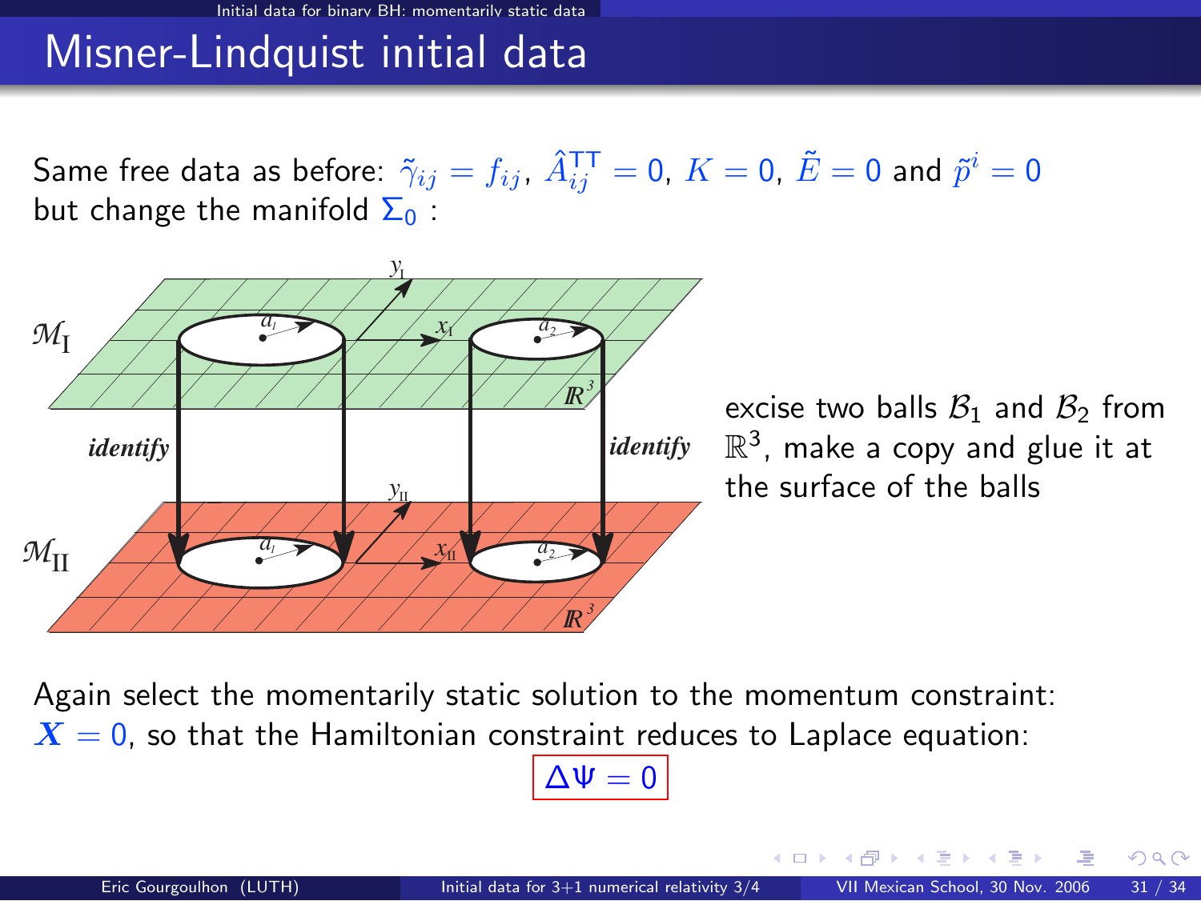# Misner-Lindquist initial data

Same free data as before: $\tilde{\gamma}_{ij} = f_{ij}$, $\hat{A}^{\rm TT}_{ij} = 0$, $K = 0$, $\tilde{E} = 0$ and $\tilde{p}^i = 0$ but change the manifold $\Sigma_0$ :

excise two balls $\mathcal{B}_1$ and $\mathcal{B}_2$ from $\mathbb{R}^3$, make a copy and glue it at the surface of the balls

Again select the momentarily static solution to the momentum constraint: $\boldsymbol{X} = 0$, so that the Hamiltonian constraint reduces to Laplace equation:

$$\Delta \Psi = 0$$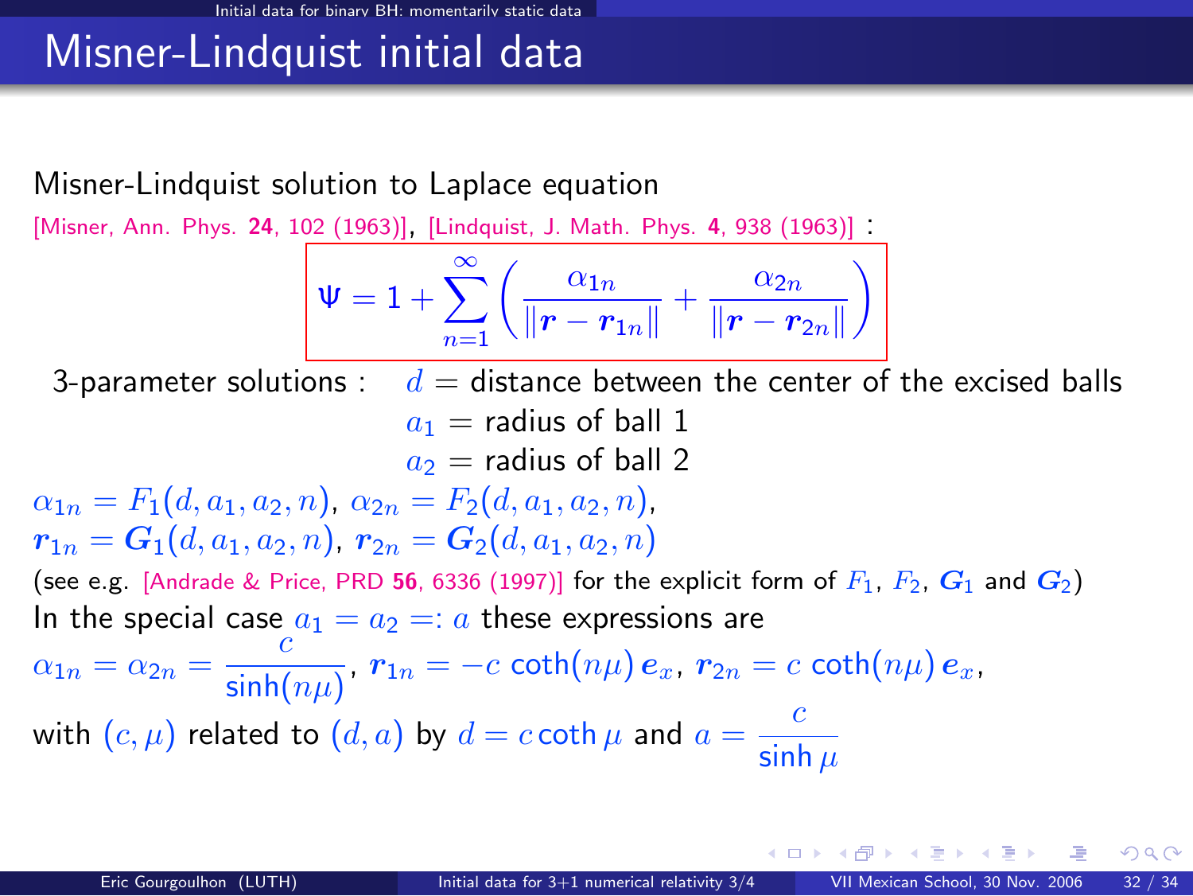# Misner-Lindquist initial data

Misner-Lindquist solution to Laplace equation

[Misner, Ann. Phys. **24**, 102 (1963)], [Lindquist, J. Math. Phys. **4**, 938 (1963)] :

$$\Psi = 1 + \sum_{n=1}^{\infty} \left( \frac{\alpha_{1n}}{\|\boldsymbol{r} - \boldsymbol{r}_{1n}\|} + \frac{\alpha_{2n}}{\|\boldsymbol{r} - \boldsymbol{r}_{2n}\|} \right)$$

3-parameter solutions : $d$ = distance between the center of the excised balls
$a_1$ = radius of ball 1
$a_2$ = radius of ball 2

$\alpha_{1n} = F_1(d, a_1, a_2, n)$, $\alpha_{2n} = F_2(d, a_1, a_2, n)$,
$\boldsymbol{r}_{1n} = \boldsymbol{G}_1(d, a_1, a_2, n)$, $\boldsymbol{r}_{2n} = \boldsymbol{G}_2(d, a_1, a_2, n)$

(see e.g. [Andrade & Price, PRD **56**, 6336 (1997)] for the explicit form of $F_1$, $F_2$, $\boldsymbol{G}_1$ and $\boldsymbol{G}_2$)

In the special case $a_1 = a_2 =: a$ these expressions are

$\alpha_{1n} = \alpha_{2n} = \dfrac{c}{\sinh(n\mu)}$, $\boldsymbol{r}_{1n} = -c \coth(n\mu)\, \boldsymbol{e}_x$, $\boldsymbol{r}_{2n} = c \coth(n\mu)\, \boldsymbol{e}_x$,

with $(c, \mu)$ related to $(d, a)$ by $d = c \coth \mu$ and $a = \dfrac{c}{\sinh \mu}$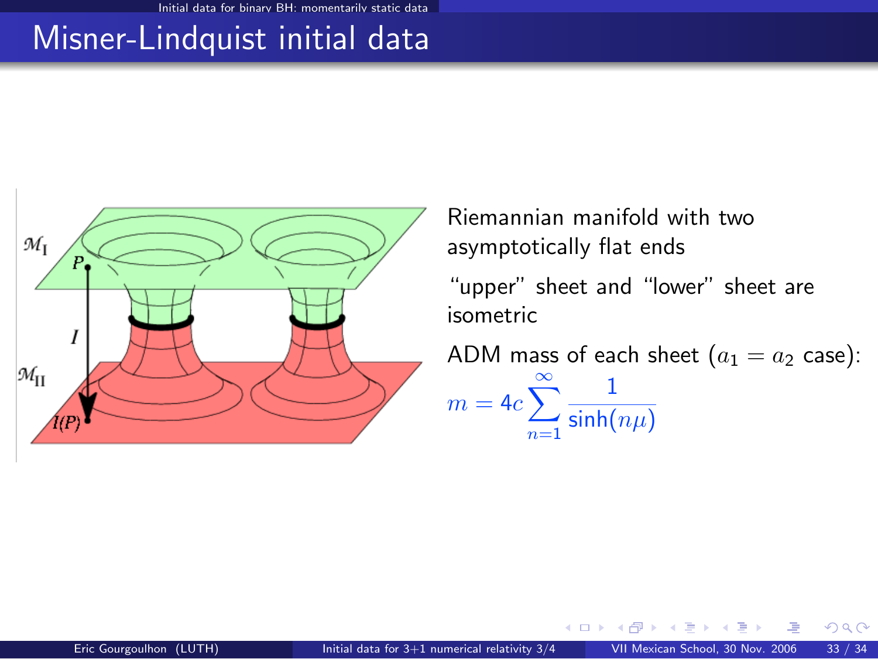# Misner-Lindquist initial data

Riemannian manifold with two asymptotically flat ends

"upper" sheet and "lower" sheet are isometric

ADM mass of each sheet ($a_1 = a_2$ case):

$$m = 4c \sum_{n=1}^{\infty} \frac{1}{\sinh(n\mu)}$$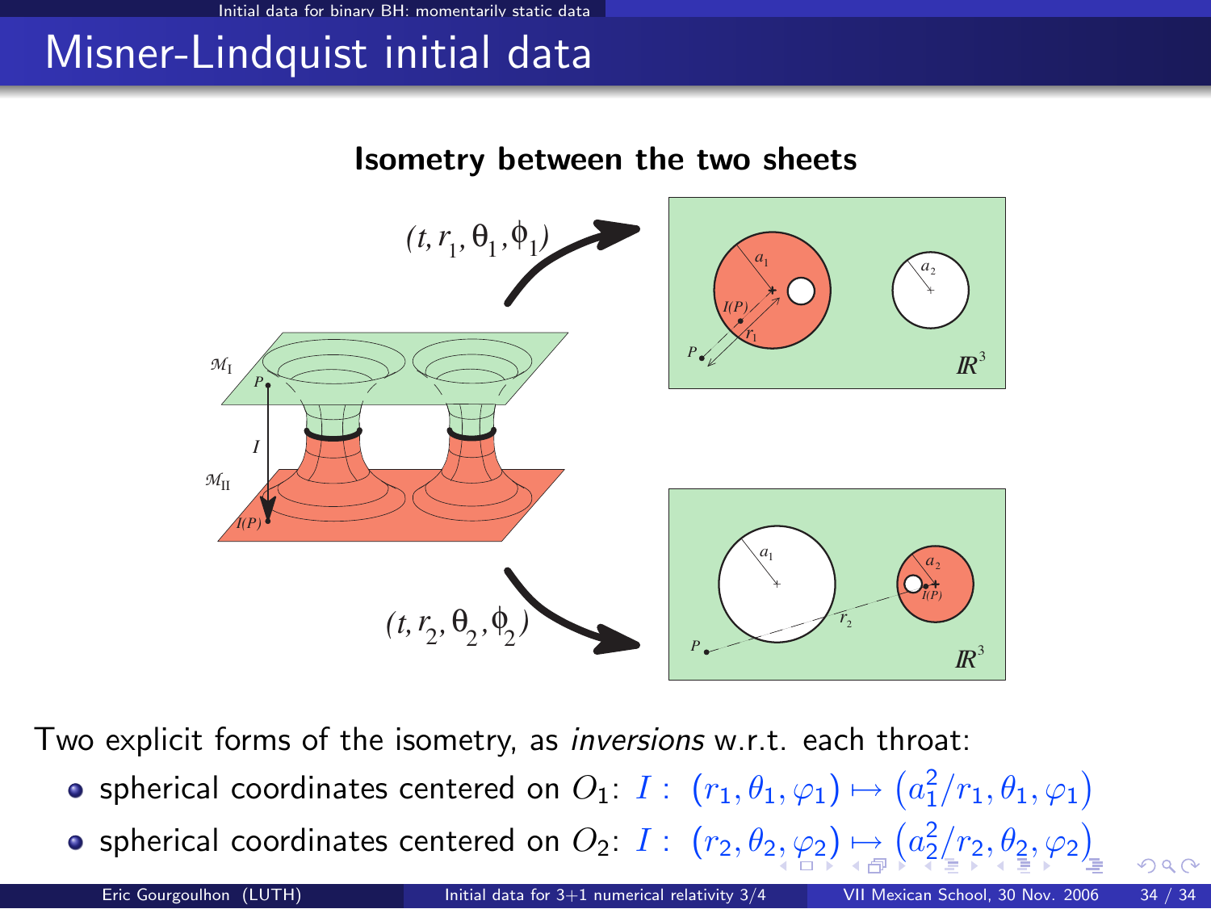# Misner-Lindquist initial data

**Isometry between the two sheets**

$(t, r_1, \theta_1, \phi_1)$

$(t, r_2, \theta_2, \phi_2)$

$\mathcal{M}_\mathrm{I}$

$\mathcal{M}_\mathrm{II}$

$P$

$I$

$I(P)$

$a_1$

$a_2$

$r_1$

$r_2$

$I\!R^3$

Two explicit forms of the isometry, as *inversions* w.r.t. each throat:

- spherical coordinates centered on $O_1$: $I: \ (r_1, \theta_1, \varphi_1) \mapsto (a_1^2/r_1, \theta_1, \varphi_1)$
- spherical coordinates centered on $O_2$: $I: \ (r_2, \theta_2, \varphi_2) \mapsto (a_2^2/r_2, \theta_2, \varphi_2)$